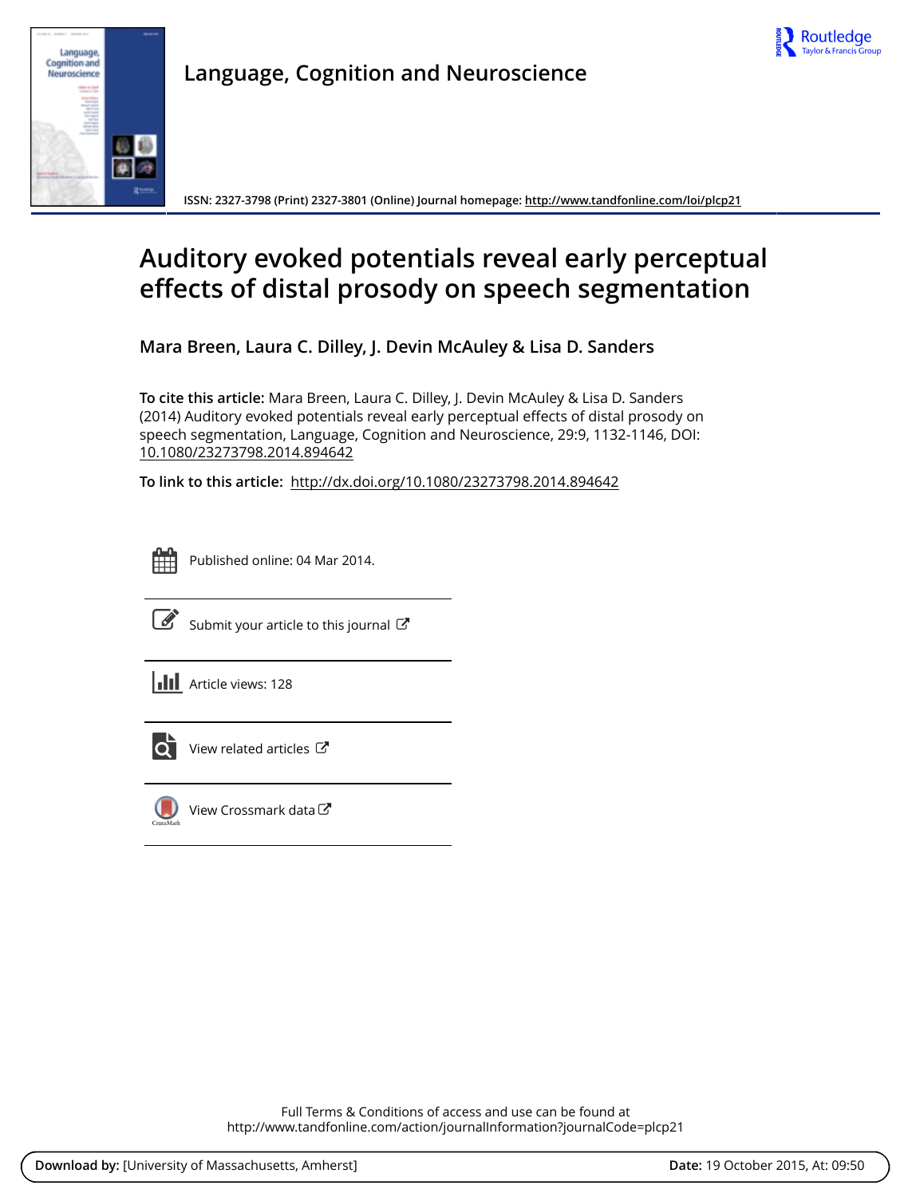Language, Cognition and Neuroscience

ISSN: 2327-3798 (Print) 2327-3801 (Online) Journal homepage: http://www.tandfonline.com/loi/plcp21

# Auditory evoked potentials reveal early perceptual effects of distal prosody on speech segmentation

**Mara Breen, Laura C. Dilley, J. Devin McAuley & Lisa D. Sanders**

**To cite this article:** Mara Breen, Laura C. Dilley, J. Devin McAuley & Lisa D. Sanders (2014) Auditory evoked potentials reveal early perceptual effects of distal prosody on speech segmentation, Language, Cognition and Neuroscience, 29:9, 1132-1146, DOI: 10.1080/23273798.2014.894642

**To link to this article:** http://dx.doi.org/10.1080/23273798.2014.894642

Published online: 04 Mar 2014.

Submit your article to this journal

Article views: 128

View related articles

View Crossmark data

Full Terms & Conditions of access and use can be found at
http://www.tandfonline.com/action/journalInformation?journalCode=plcp21

**Download by:** [University of Massachusetts, Amherst] **Date:** 19 October 2015, At: 09:50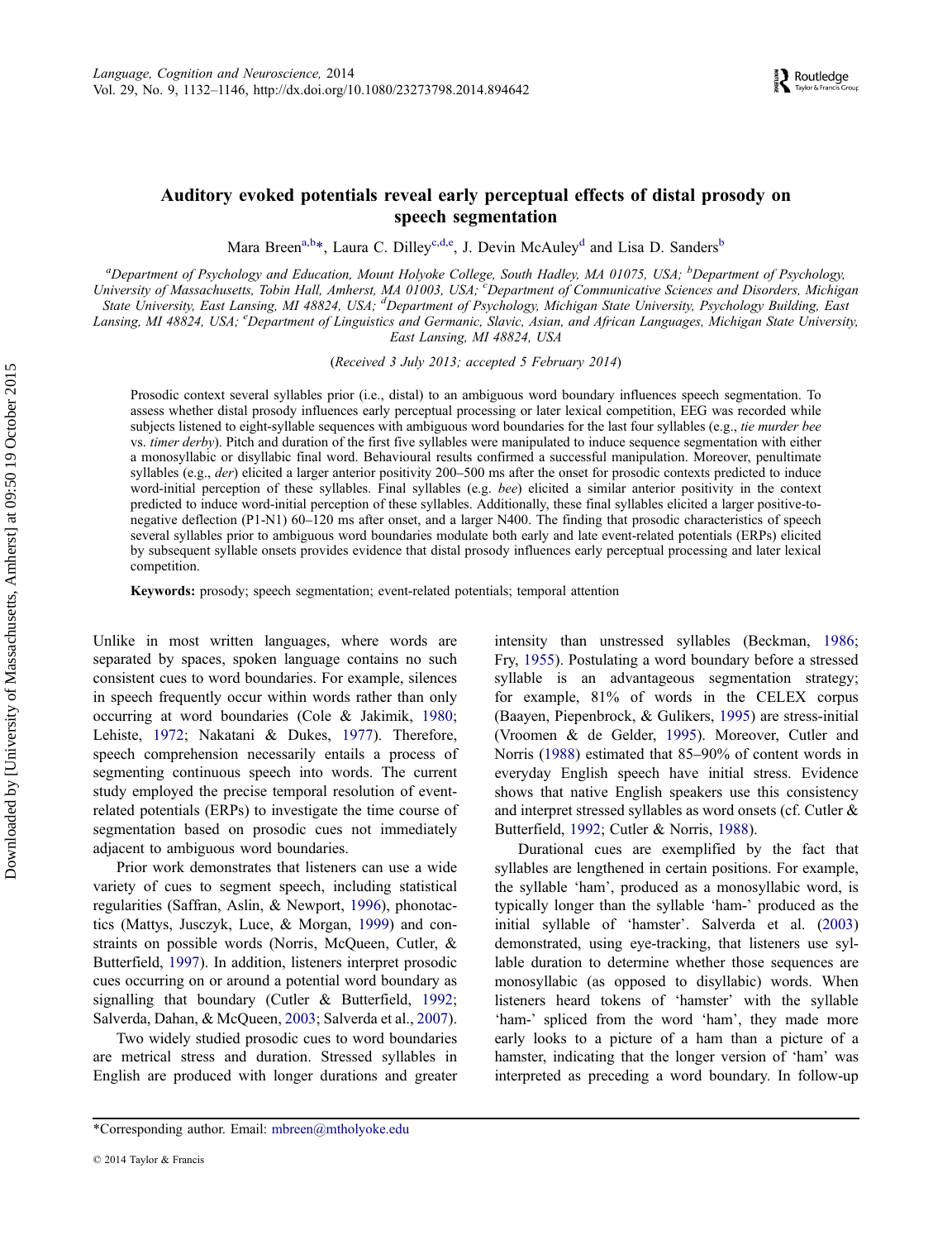# Auditory evoked potentials reveal early perceptual effects of distal prosody on speech segmentation

Mara Breen[a,b*], Laura C. Dilley[c,d,e], J. Devin McAuley[d] and Lisa D. Sanders[b]

[a]Department of Psychology and Education, Mount Holyoke College, South Hadley, MA 01075, USA; [b]Department of Psychology, University of Massachusetts, Tobin Hall, Amherst, MA 01003, USA; [c]Department of Communicative Sciences and Disorders, Michigan State University, East Lansing, MI 48824, USA; [d]Department of Psychology, Michigan State University, Psychology Building, East Lansing, MI 48824, USA; [e]Department of Linguistics and Germanic, Slavic, Asian, and African Languages, Michigan State University, East Lansing, MI 48824, USA

(*Received 3 July 2013; accepted 5 February 2014*)

Prosodic context several syllables prior (i.e., distal) to an ambiguous word boundary influences speech segmentation. To assess whether distal prosody influences early perceptual processing or later lexical competition, EEG was recorded while subjects listened to eight-syllable sequences with ambiguous word boundaries for the last four syllables (e.g., *tie murder bee* vs. *timer derby*). Pitch and duration of the first five syllables were manipulated to induce sequence segmentation with either a monosyllabic or disyllabic final word. Behavioural results confirmed a successful manipulation. Moreover, penultimate syllables (e.g., *der*) elicited a larger anterior positivity 200–500 ms after the onset for prosodic contexts predicted to induce word-initial perception of these syllables. Final syllables (e.g. *bee*) elicited a similar anterior positivity in the context predicted to induce word-initial perception of these syllables. Additionally, these final syllables elicited a larger positive-to-negative deflection (P1-N1) 60–120 ms after onset, and a larger N400. The finding that prosodic characteristics of speech several syllables prior to ambiguous word boundaries modulate both early and late event-related potentials (ERPs) elicited by subsequent syllable onsets provides evidence that distal prosody influences early perceptual processing and later lexical competition.

**Keywords:** prosody; speech segmentation; event-related potentials; temporal attention

Unlike in most written languages, where words are separated by spaces, spoken language contains no such consistent cues to word boundaries. For example, silences in speech frequently occur within words rather than only occurring at word boundaries (Cole & Jakimik, 1980; Lehiste, 1972; Nakatani & Dukes, 1977). Therefore, speech comprehension necessarily entails a process of segmenting continuous speech into words. The current study employed the precise temporal resolution of event-related potentials (ERPs) to investigate the time course of segmentation based on prosodic cues not immediately adjacent to ambiguous word boundaries.

Prior work demonstrates that listeners can use a wide variety of cues to segment speech, including statistical regularities (Saffran, Aslin, & Newport, 1996), phonotactics (Mattys, Jusczyk, Luce, & Morgan, 1999) and constraints on possible words (Norris, McQueen, Cutler, & Butterfield, 1997). In addition, listeners interpret prosodic cues occurring on or around a potential word boundary as signalling that boundary (Cutler & Butterfield, 1992; Salverda, Dahan, & McQueen, 2003; Salverda et al., 2007).

Two widely studied prosodic cues to word boundaries are metrical stress and duration. Stressed syllables in English are produced with longer durations and greater intensity than unstressed syllables (Beckman, 1986; Fry, 1955). Postulating a word boundary before a stressed syllable is an advantageous segmentation strategy; for example, 81% of words in the CELEX corpus (Baayen, Piepenbrock, & Gulikers, 1995) are stress-initial (Vroomen & de Gelder, 1995). Moreover, Cutler and Norris (1988) estimated that 85–90% of content words in everyday English speech have initial stress. Evidence shows that native English speakers use this consistency and interpret stressed syllables as word onsets (cf. Cutler & Butterfield, 1992; Cutler & Norris, 1988).

Durational cues are exemplified by the fact that syllables are lengthened in certain positions. For example, the syllable 'ham', produced as a monosyllabic word, is typically longer than the syllable 'ham-' produced as the initial syllable of 'hamster'. Salverda et al. (2003) demonstrated, using eye-tracking, that listeners use syllable duration to determine whether those sequences are monosyllabic (as opposed to disyllabic) words. When listeners heard tokens of 'hamster' with the syllable 'ham-' spliced from the word 'ham', they made more early looks to a picture of a ham than a picture of a hamster, indicating that the longer version of 'ham' was interpreted as preceding a word boundary. In follow-up

*Corresponding author. Email: mbreen@mtholyoke.edu

© 2014 Taylor & Francis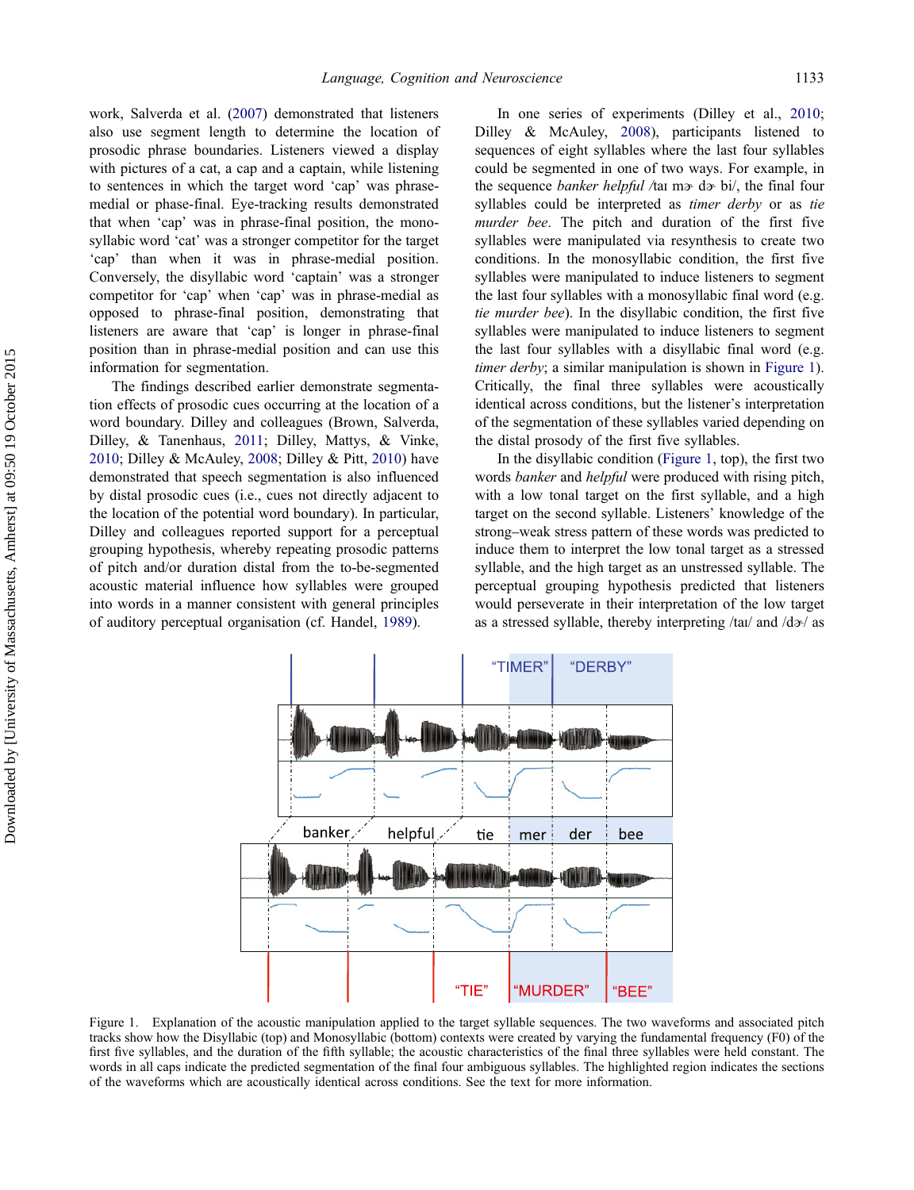work, Salverda et al. (2007) demonstrated that listeners also use segment length to determine the location of prosodic phrase boundaries. Listeners viewed a display with pictures of a cat, a cap and a captain, while listening to sentences in which the target word 'cap' was phrase-medial or phase-final. Eye-tracking results demonstrated that when 'cap' was in phrase-final position, the monosyllabic word 'cat' was a stronger competitor for the target 'cap' than when it was in phrase-medial position. Conversely, the disyllabic word 'captain' was a stronger competitor for 'cap' when 'cap' was in phrase-medial as opposed to phrase-final position, demonstrating that listeners are aware that 'cap' is longer in phrase-final position than in phrase-medial position and can use this information for segmentation.

The findings described earlier demonstrate segmentation effects of prosodic cues occurring at the location of a word boundary. Dilley and colleagues (Brown, Salverda, Dilley, & Tanenhaus, 2011; Dilley, Mattys, & Vinke, 2010; Dilley & McAuley, 2008; Dilley & Pitt, 2010) have demonstrated that speech segmentation is also influenced by distal prosodic cues (i.e., cues not directly adjacent to the location of the potential word boundary). In particular, Dilley and colleagues reported support for a perceptual grouping hypothesis, whereby repeating prosodic patterns of pitch and/or duration distal from the to-be-segmented acoustic material influence how syllables were grouped into words in a manner consistent with general principles of auditory perceptual organisation (cf. Handel, 1989).

In one series of experiments (Dilley et al., 2010; Dilley & McAuley, 2008), participants listened to sequences of eight syllables where the last four syllables could be segmented in one of two ways. For example, in the sequence *banker helpful* /taɪ mɚ dɚ bi/, the final four syllables could be interpreted as *timer derby* or as *tie murder bee*. The pitch and duration of the first five syllables were manipulated via resynthesis to create two conditions. In the monosyllabic condition, the first five syllables were manipulated to induce listeners to segment the last four syllables with a monosyllabic final word (e.g. *tie murder bee*). In the disyllabic condition, the first five syllables were manipulated to induce listeners to segment the last four syllables with a disyllabic final word (e.g. *timer derby*; a similar manipulation is shown in Figure 1). Critically, the final three syllables were acoustically identical across conditions, but the listener's interpretation of the segmentation of these syllables varied depending on the distal prosody of the first five syllables.

In the disyllabic condition (Figure 1, top), the first two words *banker* and *helpful* were produced with rising pitch, with a low tonal target on the first syllable, and a high target on the second syllable. Listeners' knowledge of the strong–weak stress pattern of these words was predicted to induce them to interpret the low tonal target as a stressed syllable, and the high target as an unstressed syllable. The perceptual grouping hypothesis predicted that listeners would perseverate in their interpretation of the low target as a stressed syllable, thereby interpreting /taɪ/ and /dɚ/ as

"TIMER" "DERBY"

banker helpful tie mer der bee

"TIE" "MURDER" "BEE"

Figure 1. Explanation of the acoustic manipulation applied to the target syllable sequences. The two waveforms and associated pitch tracks show how the Disyllabic (top) and Monosyllabic (bottom) contexts were created by varying the fundamental frequency (F0) of the first five syllables, and the duration of the fifth syllable; the acoustic characteristics of the final three syllables were held constant. The words in all caps indicate the predicted segmentation of the final four ambiguous syllables. The highlighted region indicates the sections of the waveforms which are acoustically identical across conditions. See the text for more information.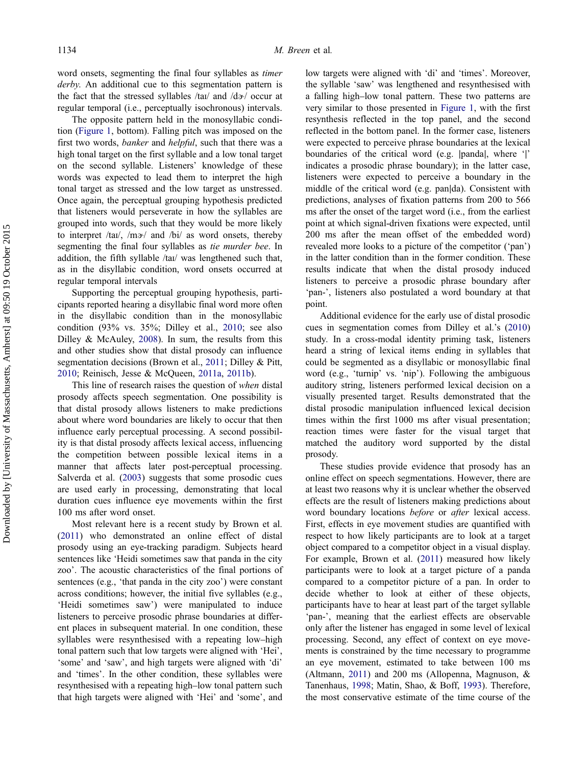word onsets, segmenting the final four syllables as *timer derby*. An additional cue to this segmentation pattern is the fact that the stressed syllables /taɪ/ and /dɚ/ occur at regular temporal (i.e., perceptually isochronous) intervals.

The opposite pattern held in the monosyllabic condition (Figure 1, bottom). Falling pitch was imposed on the first two words, *banker* and *helpful*, such that there was a high tonal target on the first syllable and a low tonal target on the second syllable. Listeners' knowledge of these words was expected to lead them to interpret the high tonal target as stressed and the low target as unstressed. Once again, the perceptual grouping hypothesis predicted that listeners would perseverate in how the syllables are grouped into words, such that they would be more likely to interpret /taɪ/, /mɚ/ and /bi/ as word onsets, thereby segmenting the final four syllables as *tie murder bee*. In addition, the fifth syllable /taɪ/ was lengthened such that, as in the disyllabic condition, word onsets occurred at regular temporal intervals

Supporting the perceptual grouping hypothesis, participants reported hearing a disyllabic final word more often in the disyllabic condition than in the monosyllabic condition (93% vs. 35%; Dilley et al., 2010; see also Dilley & McAuley, 2008). In sum, the results from this and other studies show that distal prosody can influence segmentation decisions (Brown et al., 2011; Dilley & Pitt, 2010; Reinisch, Jesse & McQueen, 2011a, 2011b).

This line of research raises the question of *when* distal prosody affects speech segmentation. One possibility is that distal prosody allows listeners to make predictions about where word boundaries are likely to occur that then influence early perceptual processing. A second possibility is that distal prosody affects lexical access, influencing the competition between possible lexical items in a manner that affects later post-perceptual processing. Salverda et al. (2003) suggests that some prosodic cues are used early in processing, demonstrating that local duration cues influence eye movements within the first 100 ms after word onset.

Most relevant here is a recent study by Brown et al. (2011) who demonstrated an online effect of distal prosody using an eye-tracking paradigm. Subjects heard sentences like 'Heidi sometimes saw that panda in the city zoo'. The acoustic characteristics of the final portions of sentences (e.g., 'that panda in the city zoo') were constant across conditions; however, the initial five syllables (e.g., 'Heidi sometimes saw') were manipulated to induce listeners to perceive prosodic phrase boundaries at different places in subsequent material. In one condition, these syllables were resynthesised with a repeating low–high tonal pattern such that low targets were aligned with 'Hei', 'some' and 'saw', and high targets were aligned with 'di' and 'times'. In the other condition, these syllables were resynthesised with a repeating high–low tonal pattern such that high targets were aligned with 'Hei' and 'some', and low targets were aligned with 'di' and 'times'. Moreover, the syllable 'saw' was lengthened and resynthesised with a falling high–low tonal pattern. These two patterns are very similar to those presented in Figure 1, with the first resynthesis reflected in the top panel, and the second reflected in the bottom panel. In the former case, listeners were expected to perceive phrase boundaries at the lexical boundaries of the critical word (e.g. |panda|, where '|' indicates a prosodic phrase boundary); in the latter case, listeners were expected to perceive a boundary in the middle of the critical word (e.g. pan|da). Consistent with predictions, analyses of fixation patterns from 200 to 566 ms after the onset of the target word (i.e., from the earliest point at which signal-driven fixations were expected, until 200 ms after the mean offset of the embedded word) revealed more looks to a picture of the competitor ('pan') in the latter condition than in the former condition. These results indicate that when the distal prosody induced listeners to perceive a prosodic phrase boundary after 'pan-', listeners also postulated a word boundary at that point.

Additional evidence for the early use of distal prosodic cues in segmentation comes from Dilley et al.'s (2010) study. In a cross-modal identity priming task, listeners heard a string of lexical items ending in syllables that could be segmented as a disyllabic or monosyllabic final word (e.g., 'turnip' vs. 'nip'). Following the ambiguous auditory string, listeners performed lexical decision on a visually presented target. Results demonstrated that the distal prosodic manipulation influenced lexical decision times within the first 1000 ms after visual presentation; reaction times were faster for the visual target that matched the auditory word supported by the distal prosody.

These studies provide evidence that prosody has an online effect on speech segmentations. However, there are at least two reasons why it is unclear whether the observed effects are the result of listeners making predictions about word boundary locations *before* or *after* lexical access. First, effects in eye movement studies are quantified with respect to how likely participants are to look at a target object compared to a competitor object in a visual display. For example, Brown et al. (2011) measured how likely participants were to look at a target picture of a panda compared to a competitor picture of a pan. In order to decide whether to look at either of these objects, participants have to hear at least part of the target syllable 'pan-', meaning that the earliest effects are observable only after the listener has engaged in some level of lexical processing. Second, any effect of context on eye movements is constrained by the time necessary to programme an eye movement, estimated to take between 100 ms (Altmann, 2011) and 200 ms (Allopenna, Magnuson, & Tanenhaus, 1998; Matin, Shao, & Boff, 1993). Therefore, the most conservative estimate of the time course of the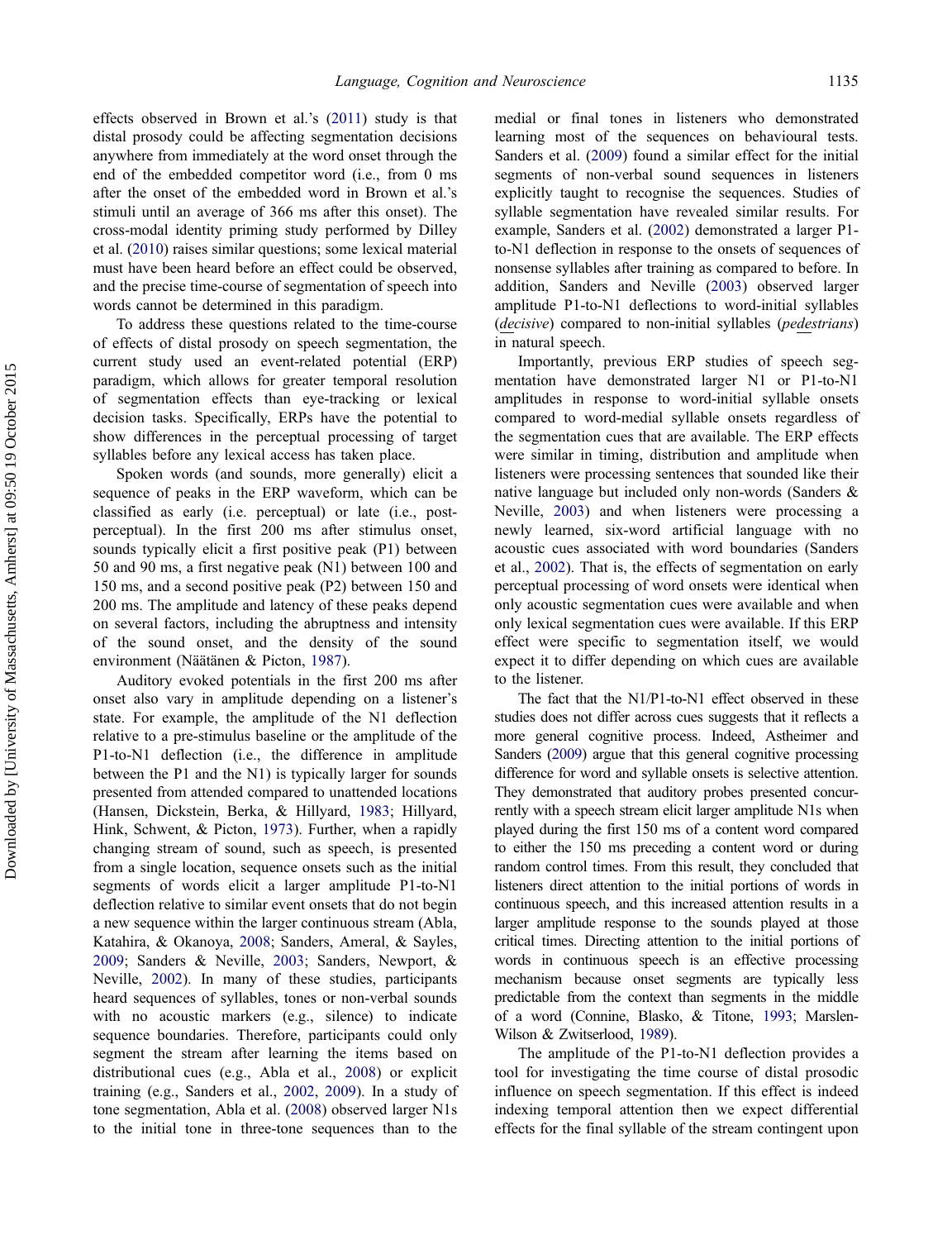effects observed in Brown et al.'s (2011) study is that distal prosody could be affecting segmentation decisions anywhere from immediately at the word onset through the end of the embedded competitor word (i.e., from 0 ms after the onset of the embedded word in Brown et al.'s stimuli until an average of 366 ms after this onset). The cross-modal identity priming study performed by Dilley et al. (2010) raises similar questions; some lexical material must have been heard before an effect could be observed, and the precise time-course of segmentation of speech into words cannot be determined in this paradigm.

To address these questions related to the time-course of effects of distal prosody on speech segmentation, the current study used an event-related potential (ERP) paradigm, which allows for greater temporal resolution of segmentation effects than eye-tracking or lexical decision tasks. Specifically, ERPs have the potential to show differences in the perceptual processing of target syllables before any lexical access has taken place.

Spoken words (and sounds, more generally) elicit a sequence of peaks in the ERP waveform, which can be classified as early (i.e. perceptual) or late (i.e., post-perceptual). In the first 200 ms after stimulus onset, sounds typically elicit a first positive peak (P1) between 50 and 90 ms, a first negative peak (N1) between 100 and 150 ms, and a second positive peak (P2) between 150 and 200 ms. The amplitude and latency of these peaks depend on several factors, including the abruptness and intensity of the sound onset, and the density of the sound environment (Näätänen & Picton, 1987).

Auditory evoked potentials in the first 200 ms after onset also vary in amplitude depending on a listener's state. For example, the amplitude of the N1 deflection relative to a pre-stimulus baseline or the amplitude of the P1-to-N1 deflection (i.e., the difference in amplitude between the P1 and the N1) is typically larger for sounds presented from attended compared to unattended locations (Hansen, Dickstein, Berka, & Hillyard, 1983; Hillyard, Hink, Schwent, & Picton, 1973). Further, when a rapidly changing stream of sound, such as speech, is presented from a single location, sequence onsets such as the initial segments of words elicit a larger amplitude P1-to-N1 deflection relative to similar event onsets that do not begin a new sequence within the larger continuous stream (Abla, Katahira, & Okanoya, 2008; Sanders, Ameral, & Sayles, 2009; Sanders & Neville, 2003; Sanders, Newport, & Neville, 2002). In many of these studies, participants heard sequences of syllables, tones or non-verbal sounds with no acoustic markers (e.g., silence) to indicate sequence boundaries. Therefore, participants could only segment the stream after learning the items based on distributional cues (e.g., Abla et al., 2008) or explicit training (e.g., Sanders et al., 2002, 2009). In a study of tone segmentation, Abla et al. (2008) observed larger N1s to the initial tone in three-tone sequences than to the medial or final tones in listeners who demonstrated learning most of the sequences on behavioural tests. Sanders et al. (2009) found a similar effect for the initial segments of non-verbal sound sequences in listeners explicitly taught to recognise the sequences. Studies of syllable segmentation have revealed similar results. For example, Sanders et al. (2002) demonstrated a larger P1-to-N1 deflection in response to the onsets of sequences of nonsense syllables after training as compared to before. In addition, Sanders and Neville (2003) observed larger amplitude P1-to-N1 deflections to word-initial syllables (*de*cisive) compared to non-initial syllables (pe*de*strians) in natural speech.

Importantly, previous ERP studies of speech segmentation have demonstrated larger N1 or P1-to-N1 amplitudes in response to word-initial syllable onsets compared to word-medial syllable onsets regardless of the segmentation cues that are available. The ERP effects were similar in timing, distribution and amplitude when listeners were processing sentences that sounded like their native language but included only non-words (Sanders & Neville, 2003) and when listeners were processing a newly learned, six-word artificial language with no acoustic cues associated with word boundaries (Sanders et al., 2002). That is, the effects of segmentation on early perceptual processing of word onsets were identical when only acoustic segmentation cues were available and when only lexical segmentation cues were available. If this ERP effect were specific to segmentation itself, we would expect it to differ depending on which cues are available to the listener.

The fact that the N1/P1-to-N1 effect observed in these studies does not differ across cues suggests that it reflects a more general cognitive process. Indeed, Astheimer and Sanders (2009) argue that this general cognitive processing difference for word and syllable onsets is selective attention. They demonstrated that auditory probes presented concurrently with a speech stream elicit larger amplitude N1s when played during the first 150 ms of a content word compared to either the 150 ms preceding a content word or during random control times. From this result, they concluded that listeners direct attention to the initial portions of words in continuous speech, and this increased attention results in a larger amplitude response to the sounds played at those critical times. Directing attention to the initial portions of words in continuous speech is an effective processing mechanism because onset segments are typically less predictable from the context than segments in the middle of a word (Connine, Blasko, & Titone, 1993; Marslen-Wilson & Zwitserlood, 1989).

The amplitude of the P1-to-N1 deflection provides a tool for investigating the time course of distal prosodic influence on speech segmentation. If this effect is indeed indexing temporal attention then we expect differential effects for the final syllable of the stream contingent upon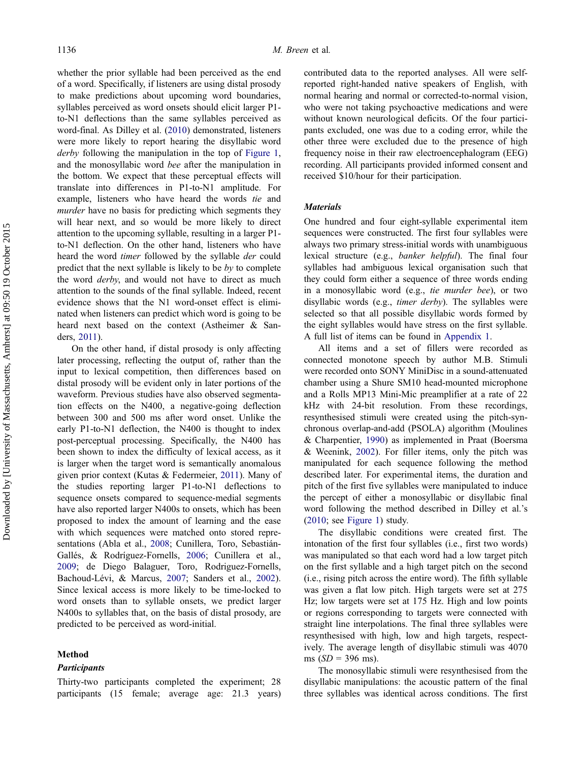whether the prior syllable had been perceived as the end of a word. Specifically, if listeners are using distal prosody to make predictions about upcoming word boundaries, syllables perceived as word onsets should elicit larger P1-to-N1 deflections than the same syllables perceived as word-final. As Dilley et al. (2010) demonstrated, listeners were more likely to report hearing the disyllabic word *derby* following the manipulation in the top of Figure 1, and the monosyllabic word *bee* after the manipulation in the bottom. We expect that these perceptual effects will translate into differences in P1-to-N1 amplitude. For example, listeners who have heard the words *tie* and *murder* have no basis for predicting which segments they will hear next, and so would be more likely to direct attention to the upcoming syllable, resulting in a larger P1-to-N1 deflection. On the other hand, listeners who have heard the word *timer* followed by the syllable *der* could predict that the next syllable is likely to be *by* to complete the word *derby*, and would not have to direct as much attention to the sounds of the final syllable. Indeed, recent evidence shows that the N1 word-onset effect is eliminated when listeners can predict which word is going to be heard next based on the context (Astheimer & Sanders, 2011).

On the other hand, if distal prosody is only affecting later processing, reflecting the output of, rather than the input to lexical competition, then differences based on distal prosody will be evident only in later portions of the waveform. Previous studies have also observed segmentation effects on the N400, a negative-going deflection between 300 and 500 ms after word onset. Unlike the early P1-to-N1 deflection, the N400 is thought to index post-perceptual processing. Specifically, the N400 has been shown to index the difficulty of lexical access, as it is larger when the target word is semantically anomalous given prior context (Kutas & Federmeier, 2011). Many of the studies reporting larger P1-to-N1 deflections to sequence onsets compared to sequence-medial segments have also reported larger N400s to onsets, which has been proposed to index the amount of learning and the ease with which sequences were matched onto stored representations (Abla et al., 2008; Cunillera, Toro, Sebastián-Gallés, & Rodríguez-Fornells, 2006; Cunillera et al., 2009; de Diego Balaguer, Toro, Rodriguez-Fornells, Bachoud-Lévi, & Marcus, 2007; Sanders et al., 2002). Since lexical access is more likely to be time-locked to word onsets than to syllable onsets, we predict larger N400s to syllables that, on the basis of distal prosody, are predicted to be perceived as word-initial.

## Method

### Participants

Thirty-two participants completed the experiment; 28 participants (15 female; average age: 21.3 years) contributed data to the reported analyses. All were self-reported right-handed native speakers of English, with normal hearing and normal or corrected-to-normal vision, who were not taking psychoactive medications and were without known neurological deficits. Of the four participants excluded, one was due to a coding error, while the other three were excluded due to the presence of high frequency noise in their raw electroencephalogram (EEG) recording. All participants provided informed consent and received $10/hour for their participation.

### Materials

One hundred and four eight-syllable experimental item sequences were constructed. The first four syllables were always two primary stress-initial words with unambiguous lexical structure (e.g., *banker helpful*). The final four syllables had ambiguous lexical organisation such that they could form either a sequence of three words ending in a monosyllabic word (e.g., *tie murder bee*), or two disyllabic words (e.g., *timer derby*). The syllables were selected so that all possible disyllabic words formed by the eight syllables would have stress on the first syllable. A full list of items can be found in Appendix 1.

All items and a set of fillers were recorded as connected monotone speech by author M.B. Stimuli were recorded onto SONY MiniDisc in a sound-attenuated chamber using a Shure SM10 head-mounted microphone and a Rolls MP13 Mini-Mic preamplifier at a rate of 22 kHz with 24-bit resolution. From these recordings, resynthesised stimuli were created using the pitch-synchronous overlap-and-add (PSOLA) algorithm (Moulines & Charpentier, 1990) as implemented in Praat (Boersma & Weenink, 2002). For filler items, only the pitch was manipulated for each sequence following the method described later. For experimental items, the duration and pitch of the first five syllables were manipulated to induce the percept of either a monosyllabic or disyllabic final word following the method described in Dilley et al.'s (2010; see Figure 1) study.

The disyllabic conditions were created first. The intonation of the first four syllables (i.e., first two words) was manipulated so that each word had a low target pitch on the first syllable and a high target pitch on the second (i.e., rising pitch across the entire word). The fifth syllable was given a flat low pitch. High targets were set at 275 Hz; low targets were set at 175 Hz. High and low points or regions corresponding to targets were connected with straight line interpolations. The final three syllables were resynthesised with high, low and high targets, respectively. The average length of disyllabic stimuli was 4070 ms (*SD* = 396 ms).

The monosyllabic stimuli were resynthesised from the disyllabic manipulations: the acoustic pattern of the final three syllables was identical across conditions. The first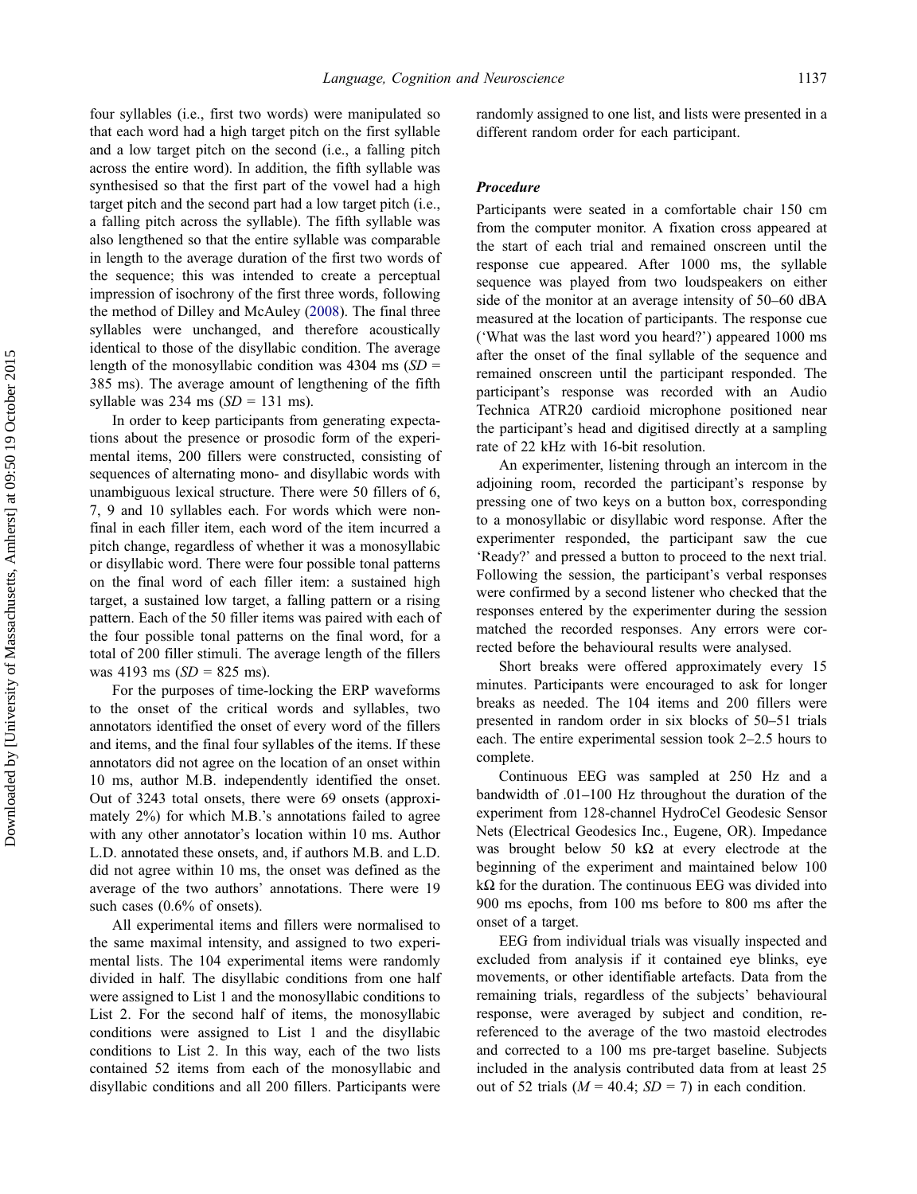four syllables (i.e., first two words) were manipulated so that each word had a high target pitch on the first syllable and a low target pitch on the second (i.e., a falling pitch across the entire word). In addition, the fifth syllable was synthesised so that the first part of the vowel had a high target pitch and the second part had a low target pitch (i.e., a falling pitch across the syllable). The fifth syllable was also lengthened so that the entire syllable was comparable in length to the average duration of the first two words of the sequence; this was intended to create a perceptual impression of isochrony of the first three words, following the method of Dilley and McAuley (2008). The final three syllables were unchanged, and therefore acoustically identical to those of the disyllabic condition. The average length of the monosyllabic condition was 4304 ms (*SD* = 385 ms). The average amount of lengthening of the fifth syllable was 234 ms (*SD* = 131 ms).

In order to keep participants from generating expectations about the presence or prosodic form of the experimental items, 200 fillers were constructed, consisting of sequences of alternating mono- and disyllabic words with unambiguous lexical structure. There were 50 fillers of 6, 7, 9 and 10 syllables each. For words which were non-final in each filler item, each word of the item incurred a pitch change, regardless of whether it was a monosyllabic or disyllabic word. There were four possible tonal patterns on the final word of each filler item: a sustained high target, a sustained low target, a falling pattern or a rising pattern. Each of the 50 filler items was paired with each of the four possible tonal patterns on the final word, for a total of 200 filler stimuli. The average length of the fillers was 4193 ms (*SD* = 825 ms).

For the purposes of time-locking the ERP waveforms to the onset of the critical words and syllables, two annotators identified the onset of every word of the fillers and items, and the final four syllables of the items. If these annotators did not agree on the location of an onset within 10 ms, author M.B. independently identified the onset. Out of 3243 total onsets, there were 69 onsets (approximately 2%) for which M.B.'s annotations failed to agree with any other annotator's location within 10 ms. Author L.D. annotated these onsets, and, if authors M.B. and L.D. did not agree within 10 ms, the onset was defined as the average of the two authors' annotations. There were 19 such cases (0.6% of onsets).

All experimental items and fillers were normalised to the same maximal intensity, and assigned to two experimental lists. The 104 experimental items were randomly divided in half. The disyllabic conditions from one half were assigned to List 1 and the monosyllabic conditions to List 2. For the second half of items, the monosyllabic conditions were assigned to List 1 and the disyllabic conditions to List 2. In this way, each of the two lists contained 52 items from each of the monosyllabic and disyllabic conditions and all 200 fillers. Participants were randomly assigned to one list, and lists were presented in a different random order for each participant.

### *Procedure*

Participants were seated in a comfortable chair 150 cm from the computer monitor. A fixation cross appeared at the start of each trial and remained onscreen until the response cue appeared. After 1000 ms, the syllable sequence was played from two loudspeakers on either side of the monitor at an average intensity of 50–60 dBA measured at the location of participants. The response cue ('What was the last word you heard?') appeared 1000 ms after the onset of the final syllable of the sequence and remained onscreen until the participant responded. The participant's response was recorded with an Audio Technica ATR20 cardioid microphone positioned near the participant's head and digitised directly at a sampling rate of 22 kHz with 16-bit resolution.

An experimenter, listening through an intercom in the adjoining room, recorded the participant's response by pressing one of two keys on a button box, corresponding to a monosyllabic or disyllabic word response. After the experimenter responded, the participant saw the cue 'Ready?' and pressed a button to proceed to the next trial. Following the session, the participant's verbal responses were confirmed by a second listener who checked that the responses entered by the experimenter during the session matched the recorded responses. Any errors were corrected before the behavioural results were analysed.

Short breaks were offered approximately every 15 minutes. Participants were encouraged to ask for longer breaks as needed. The 104 items and 200 fillers were presented in random order in six blocks of 50–51 trials each. The entire experimental session took 2–2.5 hours to complete.

Continuous EEG was sampled at 250 Hz and a bandwidth of .01–100 Hz throughout the duration of the experiment from 128-channel HydroCel Geodesic Sensor Nets (Electrical Geodesics Inc., Eugene, OR). Impedance was brought below 50 kΩ at every electrode at the beginning of the experiment and maintained below 100 kΩ for the duration. The continuous EEG was divided into 900 ms epochs, from 100 ms before to 800 ms after the onset of a target.

EEG from individual trials was visually inspected and excluded from analysis if it contained eye blinks, eye movements, or other identifiable artefacts. Data from the remaining trials, regardless of the subjects' behavioural response, were averaged by subject and condition, re-referenced to the average of the two mastoid electrodes and corrected to a 100 ms pre-target baseline. Subjects included in the analysis contributed data from at least 25 out of 52 trials (*M* = 40.4; *SD* = 7) in each condition.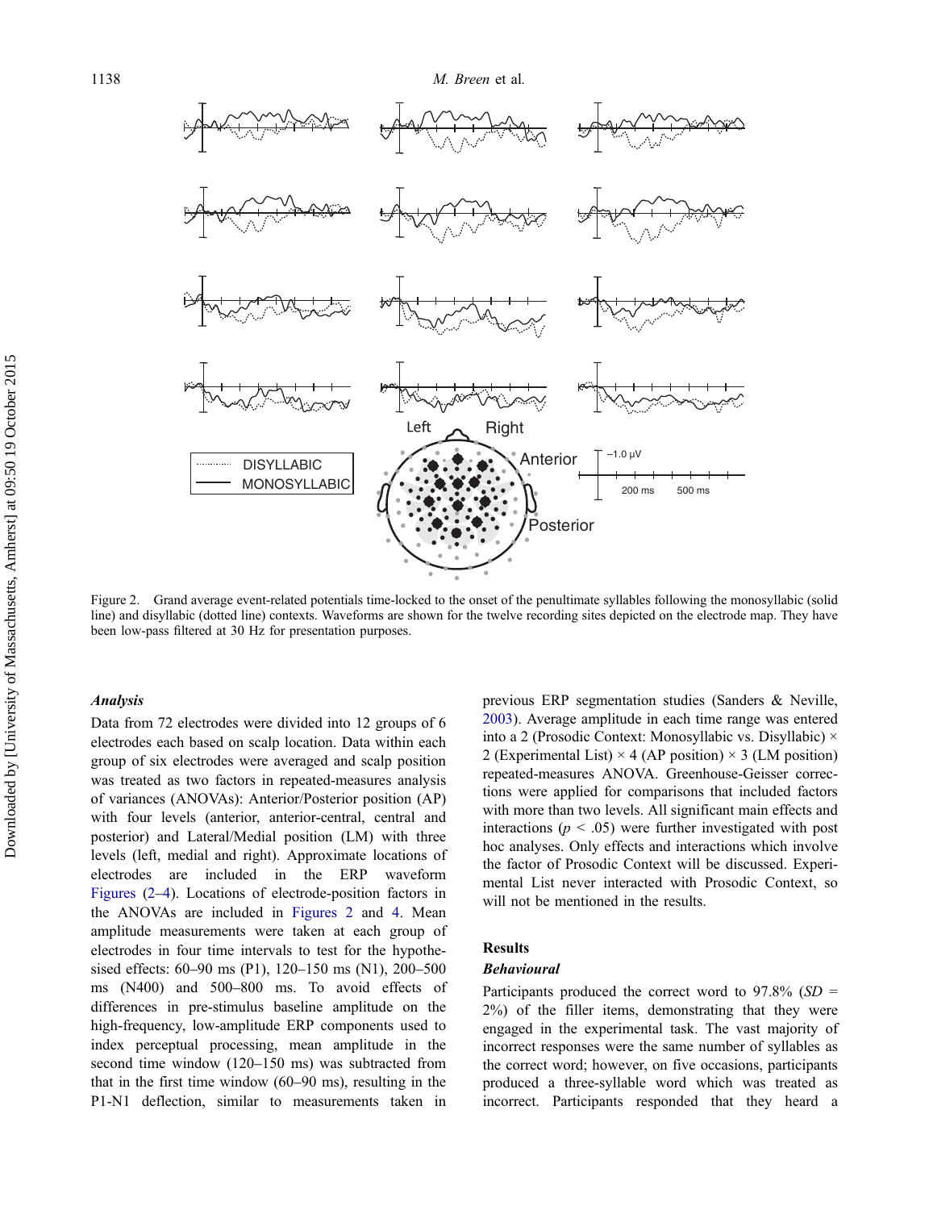Figure 2. Grand average event-related potentials time-locked to the onset of the penultimate syllables following the monosyllabic (solid line) and disyllabic (dotted line) contexts. Waveforms are shown for the twelve recording sites depicted on the electrode map. They have been low-pass filtered at 30 Hz for presentation purposes.

### *Analysis*

Data from 72 electrodes were divided into 12 groups of 6 electrodes each based on scalp location. Data within each group of six electrodes were averaged and scalp position was treated as two factors in repeated-measures analysis of variances (ANOVAs): Anterior/Posterior position (AP) with four levels (anterior, anterior-central, central and posterior) and Lateral/Medial position (LM) with three levels (left, medial and right). Approximate locations of electrodes are included in the ERP waveform Figures (2–4). Locations of electrode-position factors in the ANOVAs are included in Figures 2 and 4. Mean amplitude measurements were taken at each group of electrodes in four time intervals to test for the hypothesised effects: 60–90 ms (P1), 120–150 ms (N1), 200–500 ms (N400) and 500–800 ms. To avoid effects of differences in pre-stimulus baseline amplitude on the high-frequency, low-amplitude ERP components used to index perceptual processing, mean amplitude in the second time window (120–150 ms) was subtracted from that in the first time window (60–90 ms), resulting in the P1-N1 deflection, similar to measurements taken in previous ERP segmentation studies (Sanders & Neville, 2003). Average amplitude in each time range was entered into a 2 (Prosodic Context: Monosyllabic vs. Disyllabic) × 2 (Experimental List) × 4 (AP position) × 3 (LM position) repeated-measures ANOVA. Greenhouse-Geisser corrections were applied for comparisons that included factors with more than two levels. All significant main effects and interactions ($p < .05$) were further investigated with post hoc analyses. Only effects and interactions which involve the factor of Prosodic Context will be discussed. Experimental List never interacted with Prosodic Context, so will not be mentioned in the results.

## Results

### *Behavioural*

Participants produced the correct word to 97.8% (*SD* = 2%) of the filler items, demonstrating that they were engaged in the experimental task. The vast majority of incorrect responses were the same number of syllables as the correct word; however, on five occasions, participants produced a three-syllable word which was treated as incorrect. Participants responded that they heard a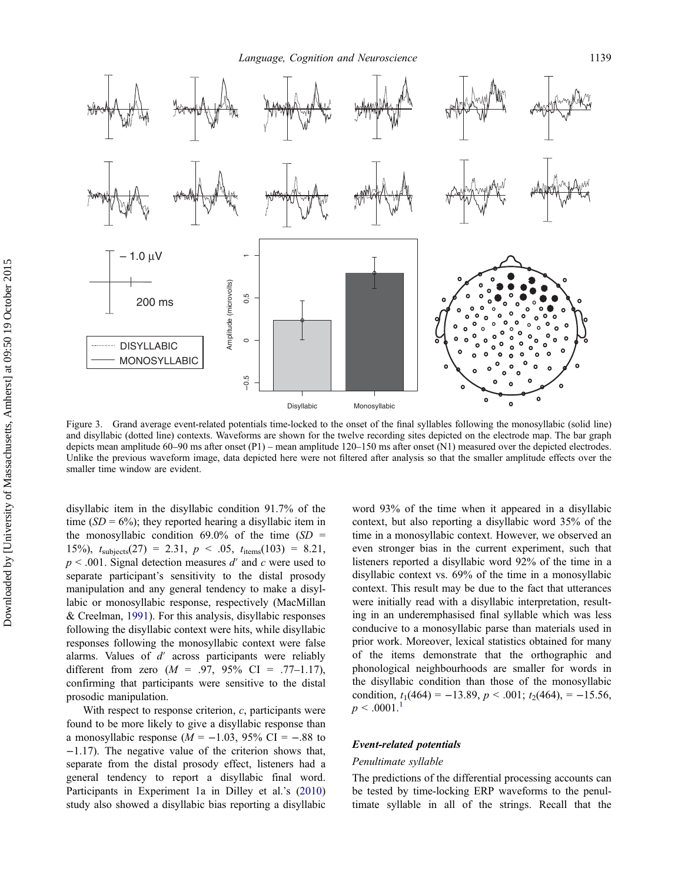Figure 3. Grand average event-related potentials time-locked to the onset of the final syllables following the monosyllabic (solid line) and disyllabic (dotted line) contexts. Waveforms are shown for the twelve recording sites depicted on the electrode map. The bar graph depicts mean amplitude 60–90 ms after onset (P1) – mean amplitude 120–150 ms after onset (N1) measured over the depicted electrodes. Unlike the previous waveform image, data depicted here were not filtered after analysis so that the smaller amplitude effects over the smaller time window are evident.

disyllabic item in the disyllabic condition 91.7% of the time ($SD = 6\%$); they reported hearing a disyllabic item in the monosyllabic condition 69.0% of the time ($SD = 15\%$), $t_{\text{subjects}}(27) = 2.31$, $p < .05$, $t_{\text{items}}(103) = 8.21$, $p < .001$. Signal detection measures $d'$ and $c$ were used to separate participant's sensitivity to the distal prosody manipulation and any general tendency to make a disyllabic or monosyllabic response, respectively (MacMillan & Creelman, 1991). For this analysis, disyllabic responses following the disyllabic context were hits, while disyllabic responses following the monosyllabic context were false alarms. Values of $d'$ across participants were reliably different from zero ($M = .97$, 95% CI = .77–1.17), confirming that participants were sensitive to the distal prosodic manipulation.

With respect to response criterion, $c$, participants were found to be more likely to give a disyllabic response than a monosyllabic response ($M = -1.03$, 95% CI = −.88 to −1.17). The negative value of the criterion shows that, separate from the distal prosody effect, listeners had a general tendency to report a disyllabic final word. Participants in Experiment 1a in Dilley et al.'s (2010) study also showed a disyllabic bias reporting a disyllabic word 93% of the time when it appeared in a disyllabic context, but also reporting a disyllabic word 35% of the time in a monosyllabic context. However, we observed an even stronger bias in the current experiment, such that listeners reported a disyllabic word 92% of the time in a disyllabic context vs. 69% of the time in a monosyllabic context. This result may be due to the fact that utterances were initially read with a disyllabic interpretation, resulting in an underemphasised final syllable which was less conducive to a monosyllabic parse than materials used in prior work. Moreover, lexical statistics obtained for many of the items demonstrate that the orthographic and phonological neighbourhoods are smaller for words in the disyllabic condition than those of the monosyllabic condition, $t_1(464) = -13.89$, $p < .001$; $t_2(464)$, $= -15.56$, $p < .0001$.[1]

### Event-related potentials

#### Penultimate syllable

The predictions of the differential processing accounts can be tested by time-locking ERP waveforms to the penultimate syllable in all of the strings. Recall that the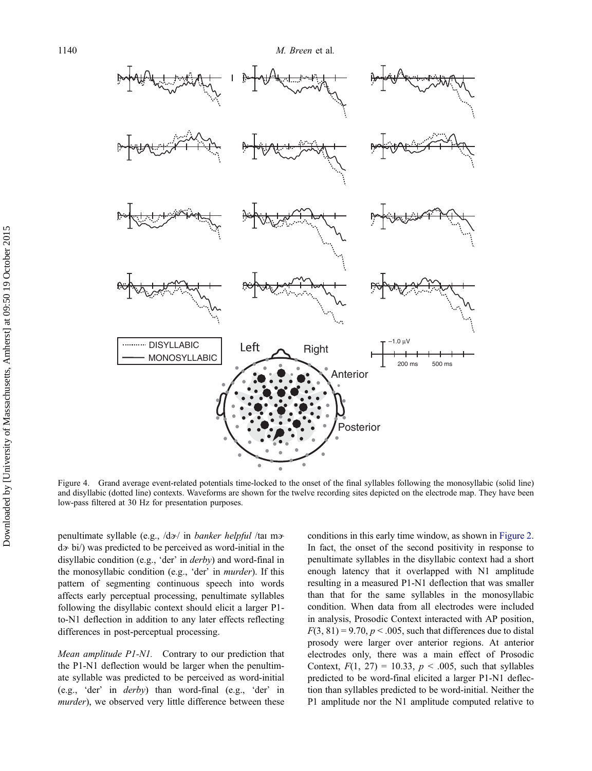Figure 4. Grand average event-related potentials time-locked to the onset of the final syllables following the monosyllabic (solid line) and disyllabic (dotted line) contexts. Waveforms are shown for the twelve recording sites depicted on the electrode map. They have been low-pass filtered at 30 Hz for presentation purposes.

penultimate syllable (e.g., /dɚ/ in *banker helpful* /taɪ mɚ dɚ bi/) was predicted to be perceived as word-initial in the disyllabic condition (e.g., 'der' in *derby*) and word-final in the monosyllabic condition (e.g., 'der' in *murder*). If this pattern of segmenting continuous speech into words affects early perceptual processing, penultimate syllables following the disyllabic context should elicit a larger P1-to-N1 deflection in addition to any later effects reflecting differences in post-perceptual processing.

*Mean amplitude P1-N1.* Contrary to our prediction that the P1-N1 deflection would be larger when the penultimate syllable was predicted to be perceived as word-initial (e.g., 'der' in *derby*) than word-final (e.g., 'der' in *murder*), we observed very little difference between these conditions in this early time window, as shown in Figure 2. In fact, the onset of the second positivity in response to penultimate syllables in the disyllabic context had a short enough latency that it overlapped with N1 amplitude resulting in a measured P1-N1 deflection that was smaller than that for the same syllables in the monosyllabic condition. When data from all electrodes were included in analysis, Prosodic Context interacted with AP position, $F(3, 81) = 9.70$, $p < .005$, such that differences due to distal prosody were larger over anterior regions. At anterior electrodes only, there was a main effect of Prosodic Context, $F(1, 27) = 10.33$, $p < .005$, such that syllables predicted to be word-final elicited a larger P1-N1 deflection than syllables predicted to be word-initial. Neither the P1 amplitude nor the N1 amplitude computed relative to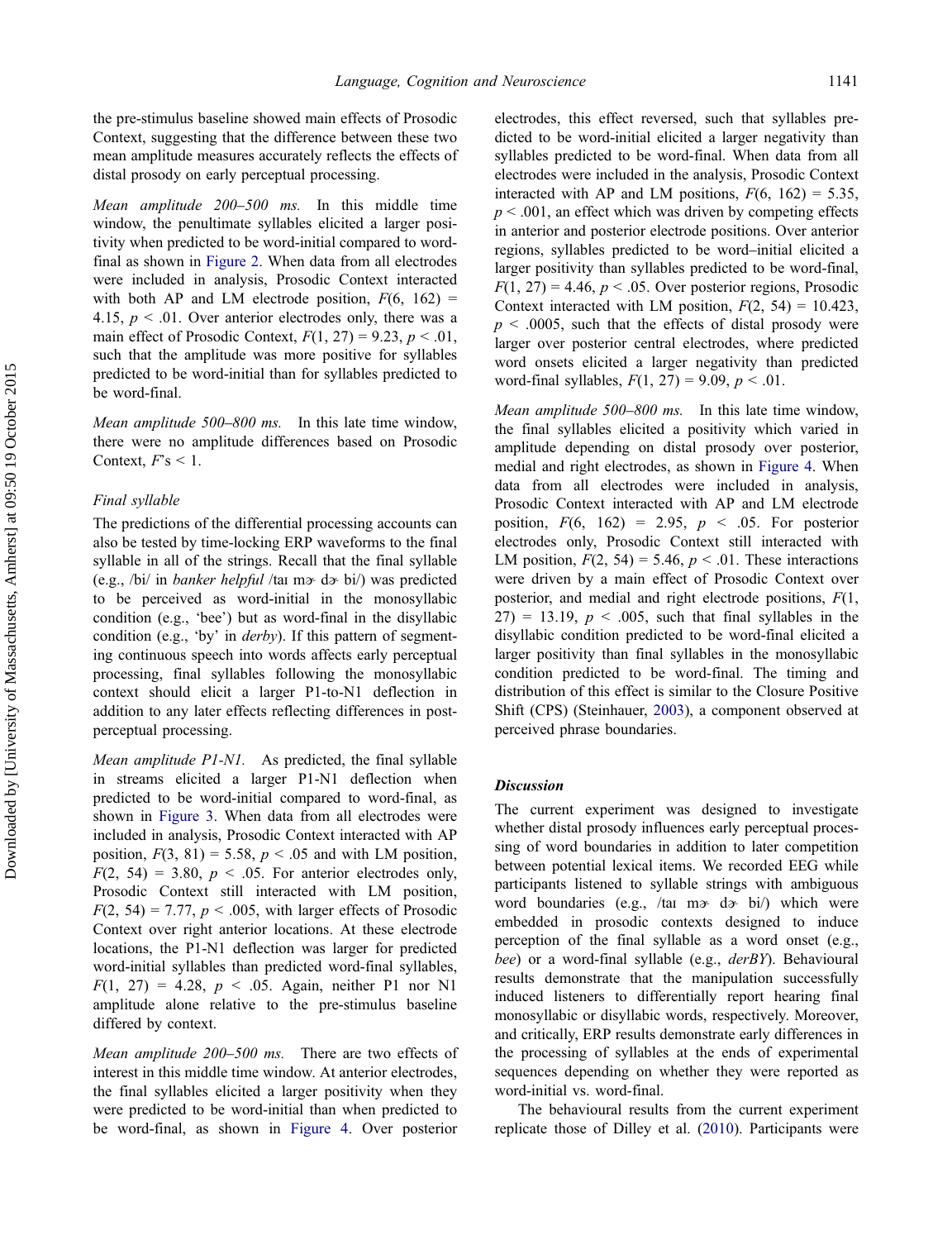the pre-stimulus baseline showed main effects of Prosodic Context, suggesting that the difference between these two mean amplitude measures accurately reflects the effects of distal prosody on early perceptual processing.

*Mean amplitude 200–500 ms.* In this middle time window, the penultimate syllables elicited a larger positivity when predicted to be word-initial compared to word-final as shown in Figure 2. When data from all electrodes were included in analysis, Prosodic Context interacted with both AP and LM electrode position, $F(6, 162) = 4.15$, $p < .01$. Over anterior electrodes only, there was a main effect of Prosodic Context, $F(1, 27) = 9.23$, $p < .01$, such that the amplitude was more positive for syllables predicted to be word-initial than for syllables predicted to be word-final.

*Mean amplitude 500–800 ms.* In this late time window, there were no amplitude differences based on Prosodic Context, $F$'s < 1.

### Final syllable

The predictions of the differential processing accounts can also be tested by time-locking ERP waveforms to the final syllable in all of the strings. Recall that the final syllable (e.g., /bi/ in *banker helpful* /taɪ mɚ dɚ bi/) was predicted to be perceived as word-initial in the monosyllabic condition (e.g., 'bee') but as word-final in the disyllabic condition (e.g., 'by' in *derby*). If this pattern of segmenting continuous speech into words affects early perceptual processing, final syllables following the monosyllabic context should elicit a larger P1-to-N1 deflection in addition to any later effects reflecting differences in post-perceptual processing.

*Mean amplitude P1-N1.* As predicted, the final syllable in streams elicited a larger P1-N1 deflection when predicted to be word-initial compared to word-final, as shown in Figure 3. When data from all electrodes were included in analysis, Prosodic Context interacted with AP position, $F(3, 81) = 5.58$, $p < .05$ and with LM position, $F(2, 54) = 3.80$, $p < .05$. For anterior electrodes only, Prosodic Context still interacted with LM position, $F(2, 54) = 7.77$, $p < .005$, with larger effects of Prosodic Context over right anterior locations. At these electrode locations, the P1-N1 deflection was larger for predicted word-initial syllables than predicted word-final syllables, $F(1, 27) = 4.28$, $p < .05$. Again, neither P1 nor N1 amplitude alone relative to the pre-stimulus baseline differed by context.

*Mean amplitude 200–500 ms.* There are two effects of interest in this middle time window. At anterior electrodes, the final syllables elicited a larger positivity when they were predicted to be word-initial than when predicted to be word-final, as shown in Figure 4. Over posterior electrodes, this effect reversed, such that syllables predicted to be word-initial elicited a larger negativity than syllables predicted to be word-final. When data from all electrodes were included in the analysis, Prosodic Context interacted with AP and LM positions, $F(6, 162) = 5.35$, $p < .001$, an effect which was driven by competing effects in anterior and posterior electrode positions. Over anterior regions, syllables predicted to be word–initial elicited a larger positivity than syllables predicted to be word-final, $F(1, 27) = 4.46$, $p < .05$. Over posterior regions, Prosodic Context interacted with LM position, $F(2, 54) = 10.423$, $p < .0005$, such that the effects of distal prosody were larger over posterior central electrodes, where predicted word onsets elicited a larger negativity than predicted word-final syllables, $F(1, 27) = 9.09$, $p < .01$.

*Mean amplitude 500–800 ms.* In this late time window, the final syllables elicited a positivity which varied in amplitude depending on distal prosody over posterior, medial and right electrodes, as shown in Figure 4. When data from all electrodes were included in analysis, Prosodic Context interacted with AP and LM electrode position, $F(6, 162) = 2.95$, $p < .05$. For posterior electrodes only, Prosodic Context still interacted with LM position, $F(2, 54) = 5.46$, $p < .01$. These interactions were driven by a main effect of Prosodic Context over posterior, and medial and right electrode positions, $F(1, 27) = 13.19$, $p < .005$, such that final syllables in the disyllabic condition predicted to be word-final elicited a larger positivity than final syllables in the monosyllabic condition predicted to be word-final. The timing and distribution of this effect is similar to the Closure Positive Shift (CPS) (Steinhauer, 2003), a component observed at perceived phrase boundaries.

## Discussion

The current experiment was designed to investigate whether distal prosody influences early perceptual processing of word boundaries in addition to later competition between potential lexical items. We recorded EEG while participants listened to syllable strings with ambiguous word boundaries (e.g., /taɪ mɚ dɚ bi/) which were embedded in prosodic contexts designed to induce perception of the final syllable as a word onset (e.g., *bee*) or a word-final syllable (e.g., *derBY*). Behavioural results demonstrate that the manipulation successfully induced listeners to differentially report hearing final monosyllabic or disyllabic words, respectively. Moreover, and critically, ERP results demonstrate early differences in the processing of syllables at the ends of experimental sequences depending on whether they were reported as word-initial vs. word-final.

The behavioural results from the current experiment replicate those of Dilley et al. (2010). Participants were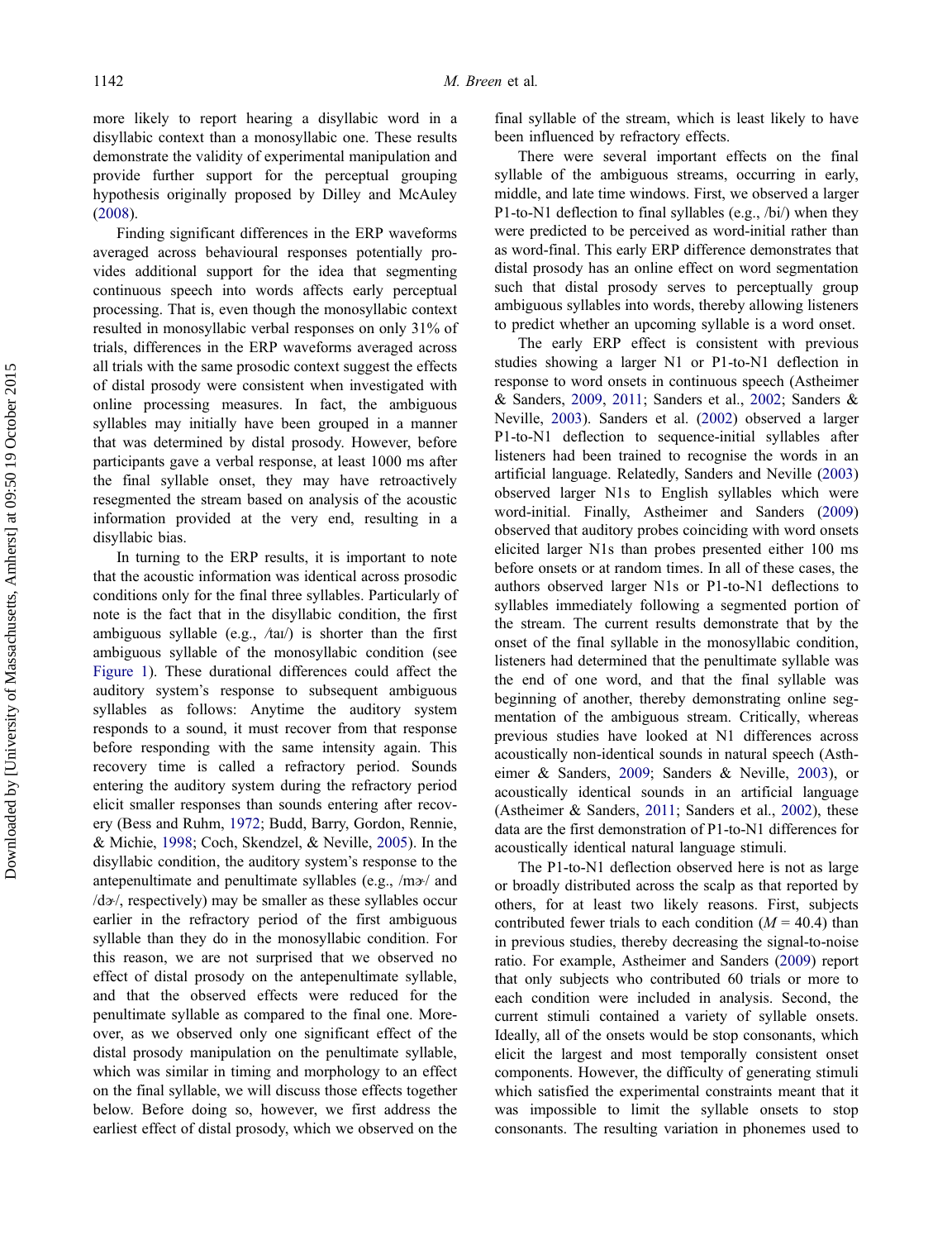more likely to report hearing a disyllabic word in a disyllabic context than a monosyllabic one. These results demonstrate the validity of experimental manipulation and provide further support for the perceptual grouping hypothesis originally proposed by Dilley and McAuley (2008).

Finding significant differences in the ERP waveforms averaged across behavioural responses potentially provides additional support for the idea that segmenting continuous speech into words affects early perceptual processing. That is, even though the monosyllabic context resulted in monosyllabic verbal responses on only 31% of trials, differences in the ERP waveforms averaged across all trials with the same prosodic context suggest the effects of distal prosody were consistent when investigated with online processing measures. In fact, the ambiguous syllables may initially have been grouped in a manner that was determined by distal prosody. However, before participants gave a verbal response, at least 1000 ms after the final syllable onset, they may have retroactively resegmented the stream based on analysis of the acoustic information provided at the very end, resulting in a disyllabic bias.

In turning to the ERP results, it is important to note that the acoustic information was identical across prosodic conditions only for the final three syllables. Particularly of note is the fact that in the disyllabic condition, the first ambiguous syllable (e.g., /taɪ/) is shorter than the first ambiguous syllable of the monosyllabic condition (see Figure 1). These durational differences could affect the auditory system's response to subsequent ambiguous syllables as follows: Anytime the auditory system responds to a sound, it must recover from that response before responding with the same intensity again. This recovery time is called a refractory period. Sounds entering the auditory system during the refractory period elicit smaller responses than sounds entering after recovery (Bess and Ruhm, 1972; Budd, Barry, Gordon, Rennie, & Michie, 1998; Coch, Skendzel, & Neville, 2005). In the disyllabic condition, the auditory system's response to the antepenultimate and penultimate syllables (e.g., /mɚ/ and /dɚ/, respectively) may be smaller as these syllables occur earlier in the refractory period of the first ambiguous syllable than they do in the monosyllabic condition. For this reason, we are not surprised that we observed no effect of distal prosody on the antepenultimate syllable, and that the observed effects were reduced for the penultimate syllable as compared to the final one. Moreover, as we observed only one significant effect of the distal prosody manipulation on the penultimate syllable, which was similar in timing and morphology to an effect on the final syllable, we will discuss those effects together below. Before doing so, however, we first address the earliest effect of distal prosody, which we observed on the final syllable of the stream, which is least likely to have been influenced by refractory effects.

There were several important effects on the final syllable of the ambiguous streams, occurring in early, middle, and late time windows. First, we observed a larger P1-to-N1 deflection to final syllables (e.g., /bi/) when they were predicted to be perceived as word-initial rather than as word-final. This early ERP difference demonstrates that distal prosody has an online effect on word segmentation such that distal prosody serves to perceptually group ambiguous syllables into words, thereby allowing listeners to predict whether an upcoming syllable is a word onset.

The early ERP effect is consistent with previous studies showing a larger N1 or P1-to-N1 deflection in response to word onsets in continuous speech (Astheimer & Sanders, 2009, 2011; Sanders et al., 2002; Sanders & Neville, 2003). Sanders et al. (2002) observed a larger P1-to-N1 deflection to sequence-initial syllables after listeners had been trained to recognise the words in an artificial language. Relatedly, Sanders and Neville (2003) observed larger N1s to English syllables which were word-initial. Finally, Astheimer and Sanders (2009) observed that auditory probes coinciding with word onsets elicited larger N1s than probes presented either 100 ms before onsets or at random times. In all of these cases, the authors observed larger N1s or P1-to-N1 deflections to syllables immediately following a segmented portion of the stream. The current results demonstrate that by the onset of the final syllable in the monosyllabic condition, listeners had determined that the penultimate syllable was the end of one word, and that the final syllable was beginning of another, thereby demonstrating online segmentation of the ambiguous stream. Critically, whereas previous studies have looked at N1 differences across acoustically non-identical sounds in natural speech (Astheimer & Sanders, 2009; Sanders & Neville, 2003), or acoustically identical sounds in an artificial language (Astheimer & Sanders, 2011; Sanders et al., 2002), these data are the first demonstration of P1-to-N1 differences for acoustically identical natural language stimuli.

The P1-to-N1 deflection observed here is not as large or broadly distributed across the scalp as that reported by others, for at least two likely reasons. First, subjects contributed fewer trials to each condition ($M = 40.4$) than in previous studies, thereby decreasing the signal-to-noise ratio. For example, Astheimer and Sanders (2009) report that only subjects who contributed 60 trials or more to each condition were included in analysis. Second, the current stimuli contained a variety of syllable onsets. Ideally, all of the onsets would be stop consonants, which elicit the largest and most temporally consistent onset components. However, the difficulty of generating stimuli which satisfied the experimental constraints meant that it was impossible to limit the syllable onsets to stop consonants. The resulting variation in phonemes used to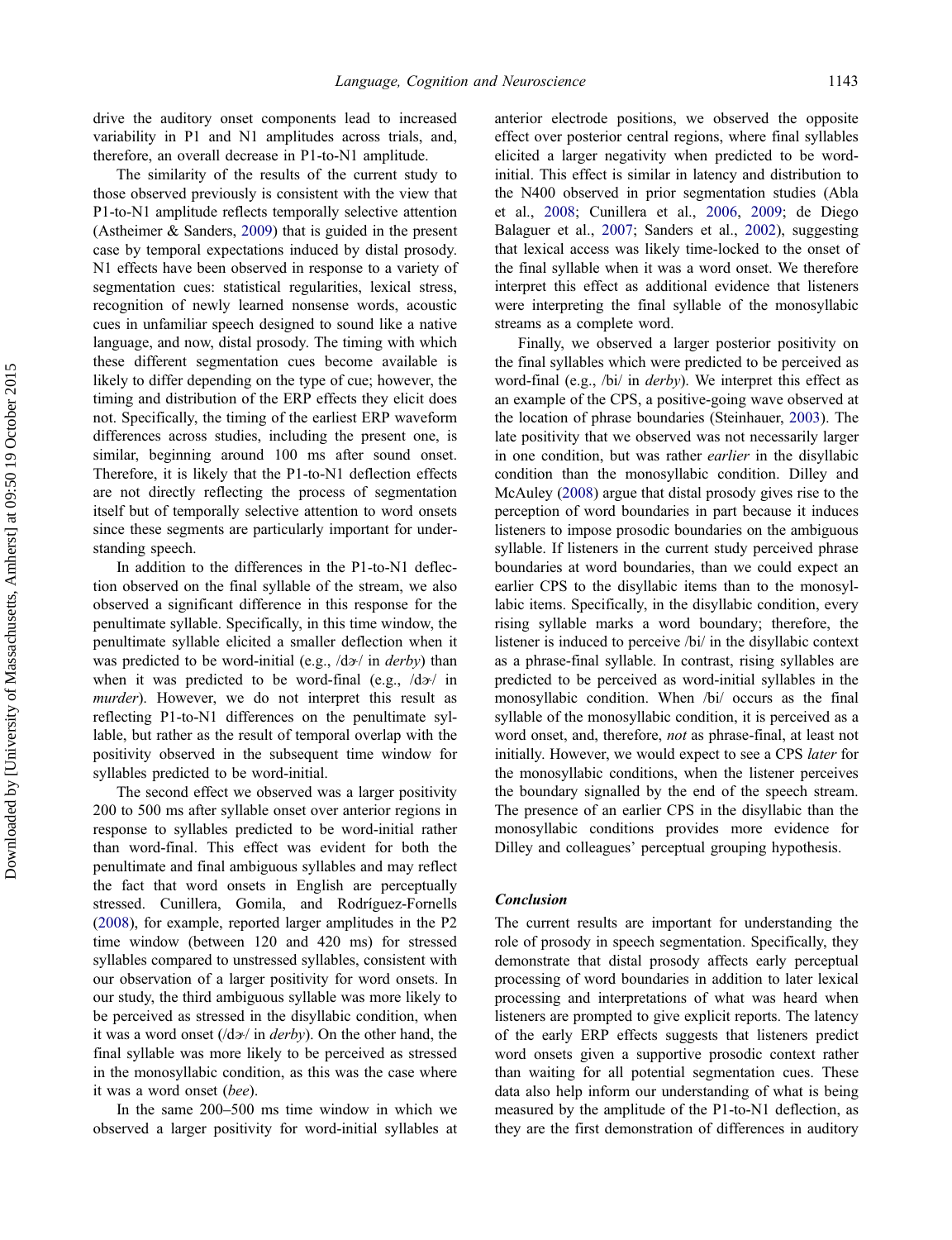drive the auditory onset components lead to increased variability in P1 and N1 amplitudes across trials, and, therefore, an overall decrease in P1-to-N1 amplitude.

The similarity of the results of the current study to those observed previously is consistent with the view that P1-to-N1 amplitude reflects temporally selective attention (Astheimer & Sanders, 2009) that is guided in the present case by temporal expectations induced by distal prosody. N1 effects have been observed in response to a variety of segmentation cues: statistical regularities, lexical stress, recognition of newly learned nonsense words, acoustic cues in unfamiliar speech designed to sound like a native language, and now, distal prosody. The timing with which these different segmentation cues become available is likely to differ depending on the type of cue; however, the timing and distribution of the ERP effects they elicit does not. Specifically, the timing of the earliest ERP waveform differences across studies, including the present one, is similar, beginning around 100 ms after sound onset. Therefore, it is likely that the P1-to-N1 deflection effects are not directly reflecting the process of segmentation itself but of temporally selective attention to word onsets since these segments are particularly important for understanding speech.

In addition to the differences in the P1-to-N1 deflection observed on the final syllable of the stream, we also observed a significant difference in this response for the penultimate syllable. Specifically, in this time window, the penultimate syllable elicited a smaller deflection when it was predicted to be word-initial (e.g., /dɚ/ in *derby*) than when it was predicted to be word-final (e.g., /dɚ/ in *murder*). However, we do not interpret this result as reflecting P1-to-N1 differences on the penultimate syllable, but rather as the result of temporal overlap with the positivity observed in the subsequent time window for syllables predicted to be word-initial.

The second effect we observed was a larger positivity 200 to 500 ms after syllable onset over anterior regions in response to syllables predicted to be word-initial rather than word-final. This effect was evident for both the penultimate and final ambiguous syllables and may reflect the fact that word onsets in English are perceptually stressed. Cunillera, Gomila, and Rodríguez-Fornells (2008), for example, reported larger amplitudes in the P2 time window (between 120 and 420 ms) for stressed syllables compared to unstressed syllables, consistent with our observation of a larger positivity for word onsets. In our study, the third ambiguous syllable was more likely to be perceived as stressed in the disyllabic condition, when it was a word onset (/dɚ/ in *derby*). On the other hand, the final syllable was more likely to be perceived as stressed in the monosyllabic condition, as this was the case where it was a word onset (*bee*).

In the same 200–500 ms time window in which we observed a larger positivity for word-initial syllables at anterior electrode positions, we observed the opposite effect over posterior central regions, where final syllables elicited a larger negativity when predicted to be word-initial. This effect is similar in latency and distribution to the N400 observed in prior segmentation studies (Abla et al., 2008; Cunillera et al., 2006, 2009; de Diego Balaguer et al., 2007; Sanders et al., 2002), suggesting that lexical access was likely time-locked to the onset of the final syllable when it was a word onset. We therefore interpret this effect as additional evidence that listeners were interpreting the final syllable of the monosyllabic streams as a complete word.

Finally, we observed a larger posterior positivity on the final syllables which were predicted to be perceived as word-final (e.g., /bi/ in *derby*). We interpret this effect as an example of the CPS, a positive-going wave observed at the location of phrase boundaries (Steinhauer, 2003). The late positivity that we observed was not necessarily larger in one condition, but was rather *earlier* in the disyllabic condition than the monosyllabic condition. Dilley and McAuley (2008) argue that distal prosody gives rise to the perception of word boundaries in part because it induces listeners to impose prosodic boundaries on the ambiguous syllable. If listeners in the current study perceived phrase boundaries at word boundaries, than we could expect an earlier CPS to the disyllabic items than to the monosyllabic items. Specifically, in the disyllabic condition, every rising syllable marks a word boundary; therefore, the listener is induced to perceive /bi/ in the disyllabic context as a phrase-final syllable. In contrast, rising syllables are predicted to be perceived as word-initial syllables in the monosyllabic condition. When /bi/ occurs as the final syllable of the monosyllabic condition, it is perceived as a word onset, and, therefore, *not* as phrase-final, at least not initially. However, we would expect to see a CPS *later* for the monosyllabic conditions, when the listener perceives the boundary signalled by the end of the speech stream. The presence of an earlier CPS in the disyllabic than the monosyllabic conditions provides more evidence for Dilley and colleagues' perceptual grouping hypothesis.

### Conclusion

The current results are important for understanding the role of prosody in speech segmentation. Specifically, they demonstrate that distal prosody affects early perceptual processing of word boundaries in addition to later lexical processing and interpretations of what was heard when listeners are prompted to give explicit reports. The latency of the early ERP effects suggests that listeners predict word onsets given a supportive prosodic context rather than waiting for all potential segmentation cues. These data also help inform our understanding of what is being measured by the amplitude of the P1-to-N1 deflection, as they are the first demonstration of differences in auditory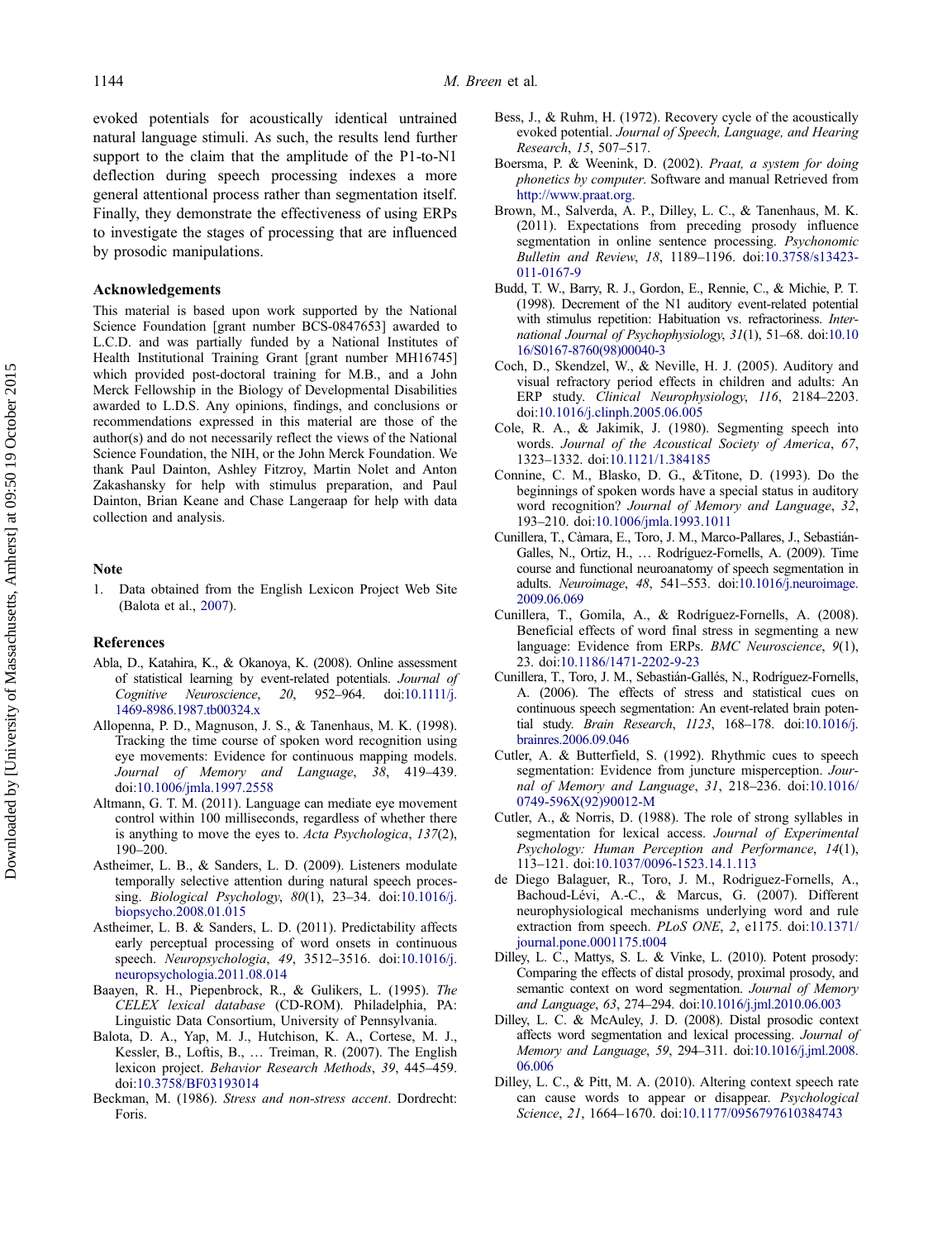evoked potentials for acoustically identical untrained natural language stimuli. As such, the results lend further support to the claim that the amplitude of the P1-to-N1 deflection during speech processing indexes a more general attentional process rather than segmentation itself. Finally, they demonstrate the effectiveness of using ERPs to investigate the stages of processing that are influenced by prosodic manipulations.

## Acknowledgements

This material is based upon work supported by the National Science Foundation [grant number BCS-0847653] awarded to L.C.D. and was partially funded by a National Institutes of Health Institutional Training Grant [grant number MH16745] which provided post-doctoral training for M.B., and a John Merck Fellowship in the Biology of Developmental Disabilities awarded to L.D.S. Any opinions, findings, and conclusions or recommendations expressed in this material are those of the author(s) and do not necessarily reflect the views of the National Science Foundation, the NIH, or the John Merck Foundation. We thank Paul Dainton, Ashley Fitzroy, Martin Nolet and Anton Zakashansky for help with stimulus preparation, and Paul Dainton, Brian Keane and Chase Langeraap for help with data collection and analysis.

## Note

1. Data obtained from the English Lexicon Project Web Site (Balota et al., 2007).

## References

Abla, D., Katahira, K., & Okanoya, K. (2008). Online assessment of statistical learning by event-related potentials. *Journal of Cognitive Neuroscience*, *20*, 952–964. doi:10.1111/j.1469-8986.1987.tb00324.x

Allopenna, P. D., Magnuson, J. S., & Tanenhaus, M. K. (1998). Tracking the time course of spoken word recognition using eye movements: Evidence for continuous mapping models. *Journal of Memory and Language*, *38*, 419–439. doi:10.1006/jmla.1997.2558

Altmann, G. T. M. (2011). Language can mediate eye movement control within 100 milliseconds, regardless of whether there is anything to move the eyes to. *Acta Psychologica*, *137*(2), 190–200.

Astheimer, L. B., & Sanders, L. D. (2009). Listeners modulate temporally selective attention during natural speech processing. *Biological Psychology*, *80*(1), 23–34. doi:10.1016/j.biopsycho.2008.01.015

Astheimer, L. B. & Sanders, L. D. (2011). Predictability affects early perceptual processing of word onsets in continuous speech. *Neuropsychologia*, *49*, 3512–3516. doi:10.1016/j.neuropsychologia.2011.08.014

Baayen, R. H., Piepenbrock, R., & Gulikers, L. (1995). *The CELEX lexical database* (CD-ROM). Philadelphia, PA: Linguistic Data Consortium, University of Pennsylvania.

Balota, D. A., Yap, M. J., Hutchison, K. A., Cortese, M. J., Kessler, B., Loftis, B., … Treiman, R. (2007). The English lexicon project. *Behavior Research Methods*, *39*, 445–459. doi:10.3758/BF03193014

Beckman, M. (1986). *Stress and non-stress accent*. Dordrecht: Foris.

Bess, J., & Ruhm, H. (1972). Recovery cycle of the acoustically evoked potential. *Journal of Speech, Language, and Hearing Research*, *15*, 507–517.

Boersma, P. & Weenink, D. (2002). *Praat, a system for doing phonetics by computer*. Software and manual Retrieved from http://www.praat.org.

Brown, M., Salverda, A. P., Dilley, L. C., & Tanenhaus, M. K. (2011). Expectations from preceding prosody influence segmentation in online sentence processing. *Psychonomic Bulletin and Review*, *18*, 1189–1196. doi:10.3758/s13423-011-0167-9

Budd, T. W., Barry, R. J., Gordon, E., Rennie, C., & Michie, P. T. (1998). Decrement of the N1 auditory event-related potential with stimulus repetition: Habituation vs. refractoriness. *International Journal of Psychophysiology*, *31*(1), 51–68. doi:10.1016/S0167-8760(98)00040-3

Coch, D., Skendzel, W., & Neville, H. J. (2005). Auditory and visual refractory period effects in children and adults: An ERP study. *Clinical Neurophysiology*, *116*, 2184–2203. doi:10.1016/j.clinph.2005.06.005

Cole, R. A., & Jakimik, J. (1980). Segmenting speech into words. *Journal of the Acoustical Society of America*, *67*, 1323–1332. doi:10.1121/1.384185

Connine, C. M., Blasko, D. G., &Titone, D. (1993). Do the beginnings of spoken words have a special status in auditory word recognition? *Journal of Memory and Language*, *32*, 193–210. doi:10.1006/jmla.1993.1011

Cunillera, T., Càmara, E., Toro, J. M., Marco-Pallares, J., Sebastián-Galles, N., Ortiz, H., … Rodríguez-Fornells, A. (2009). Time course and functional neuroanatomy of speech segmentation in adults. *Neuroimage*, *48*, 541–553. doi:10.1016/j.neuroimage.2009.06.069

Cunillera, T., Gomila, A., & Rodríguez-Fornells, A. (2008). Beneficial effects of word final stress in segmenting a new language: Evidence from ERPs. *BMC Neuroscience*, *9*(1), 23. doi:10.1186/1471-2202-9-23

Cunillera, T., Toro, J. M., Sebastián-Gallés, N., Rodríguez-Fornells, A. (2006). The effects of stress and statistical cues on continuous speech segmentation: An event-related brain potential study. *Brain Research*, *1123*, 168–178. doi:10.1016/j.brainres.2006.09.046

Cutler, A. & Butterfield, S. (1992). Rhythmic cues to speech segmentation: Evidence from juncture misperception. *Journal of Memory and Language*, *31*, 218–236. doi:10.1016/0749-596X(92)90012-M

Cutler, A., & Norris, D. (1988). The role of strong syllables in segmentation for lexical access. *Journal of Experimental Psychology: Human Perception and Performance*, *14*(1), 113–121. doi:10.1037/0096-1523.14.1.113

de Diego Balaguer, R., Toro, J. M., Rodriguez-Fornells, A., Bachoud-Lévi, A.-C., & Marcus, G. (2007). Different neurophysiological mechanisms underlying word and rule extraction from speech. *PLoS ONE*, *2*, e1175. doi:10.1371/journal.pone.0001175.t004

Dilley, L. C., Mattys, S. L. & Vinke, L. (2010). Potent prosody: Comparing the effects of distal prosody, proximal prosody, and semantic context on word segmentation. *Journal of Memory and Language*, *63*, 274–294. doi:10.1016/j.jml.2010.06.003

Dilley, L. C. & McAuley, J. D. (2008). Distal prosodic context affects word segmentation and lexical processing. *Journal of Memory and Language*, *59*, 294–311. doi:10.1016/j.jml.2008.06.006

Dilley, L. C., & Pitt, M. A. (2010). Altering context speech rate can cause words to appear or disappear. *Psychological Science*, *21*, 1664–1670. doi:10.1177/0956797610384743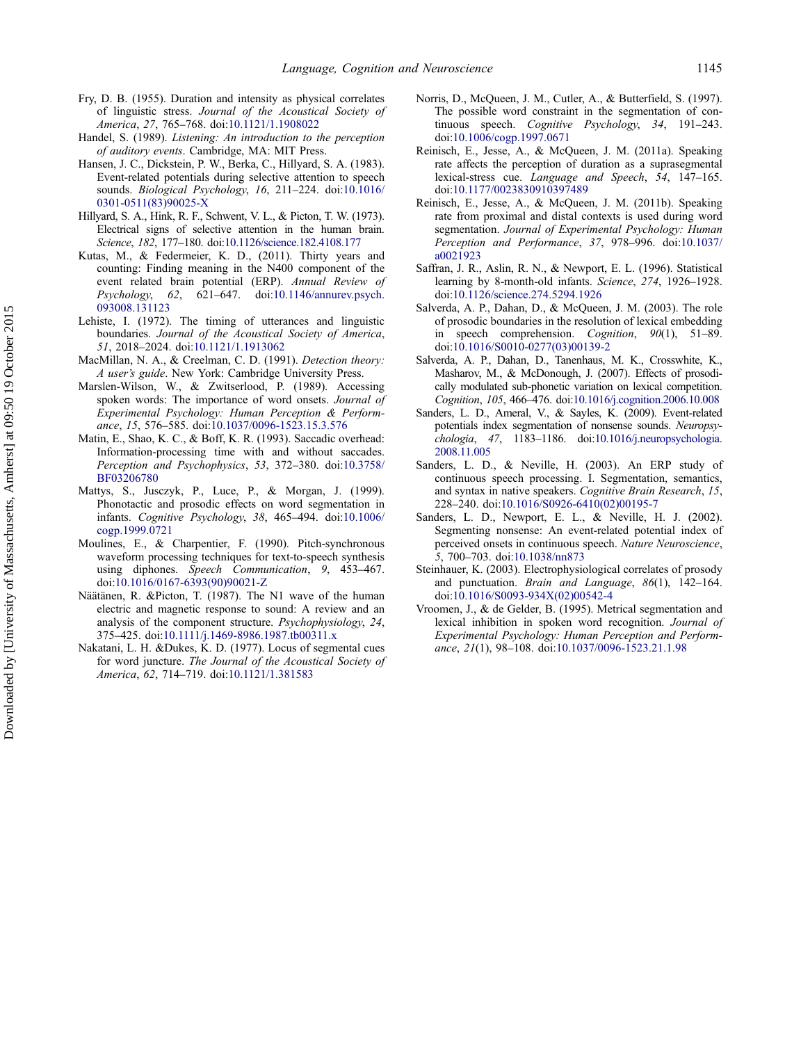Fry, D. B. (1955). Duration and intensity as physical correlates of linguistic stress. *Journal of the Acoustical Society of America*, *27*, 765–768. doi:10.1121/1.1908022

Handel, S. (1989). *Listening: An introduction to the perception of auditory events*. Cambridge, MA: MIT Press.

Hansen, J. C., Dickstein, P. W., Berka, C., Hillyard, S. A. (1983). Event-related potentials during selective attention to speech sounds. *Biological Psychology*, *16*, 211–224. doi:10.1016/0301-0511(83)90025-X

Hillyard, S. A., Hink, R. F., Schwent, V. L., & Picton, T. W. (1973). Electrical signs of selective attention in the human brain. *Science*, *182*, 177–180. doi:10.1126/science.182.4108.177

Kutas, M., & Federmeier, K. D., (2011). Thirty years and counting: Finding meaning in the N400 component of the event related brain potential (ERP). *Annual Review of Psychology*, *62*, 621–647. doi:10.1146/annurev.psych.093008.131123

Lehiste, I. (1972). The timing of utterances and linguistic boundaries. *Journal of the Acoustical Society of America*, *51*, 2018–2024. doi:10.1121/1.1913062

MacMillan, N. A., & Creelman, C. D. (1991). *Detection theory: A user's guide*. New York: Cambridge University Press.

Marslen-Wilson, W., & Zwitserlood, P. (1989). Accessing spoken words: The importance of word onsets. *Journal of Experimental Psychology: Human Perception & Performance*, *15*, 576–585. doi:10.1037/0096-1523.15.3.576

Matin, E., Shao, K. C., & Boff, K. R. (1993). Saccadic overhead: Information-processing time with and without saccades. *Perception and Psychophysics*, *53*, 372–380. doi:10.3758/BF03206780

Mattys, S., Jusczyk, P., Luce, P., & Morgan, J. (1999). Phonotactic and prosodic effects on word segmentation in infants. *Cognitive Psychology*, *38*, 465–494. doi:10.1006/cogp.1999.0721

Moulines, E., & Charpentier, F. (1990). Pitch-synchronous waveform processing techniques for text-to-speech synthesis using diphones. *Speech Communication*, *9*, 453–467. doi:10.1016/0167-6393(90)90021-Z

Näätänen, R. &Picton, T. (1987). The N1 wave of the human electric and magnetic response to sound: A review and an analysis of the component structure. *Psychophysiology*, *24*, 375–425. doi:10.1111/j.1469-8986.1987.tb00311.x

Nakatani, L. H. &Dukes, K. D. (1977). Locus of segmental cues for word juncture. *The Journal of the Acoustical Society of America*, *62*, 714–719. doi:10.1121/1.381583

Norris, D., McQueen, J. M., Cutler, A., & Butterfield, S. (1997). The possible word constraint in the segmentation of continuous speech. *Cognitive Psychology*, *34*, 191–243. doi:10.1006/cogp.1997.0671

Reinisch, E., Jesse, A., & McQueen, J. M. (2011a). Speaking rate affects the perception of duration as a suprasegmental lexical-stress cue. *Language and Speech*, *54*, 147–165. doi:10.1177/0023830910397489

Reinisch, E., Jesse, A., & McQueen, J. M. (2011b). Speaking rate from proximal and distal contexts is used during word segmentation. *Journal of Experimental Psychology: Human Perception and Performance*, *37*, 978–996. doi:10.1037/a0021923

Saffran, J. R., Aslin, R. N., & Newport, E. L. (1996). Statistical learning by 8-month-old infants. *Science*, *274*, 1926–1928. doi:10.1126/science.274.5294.1926

Salverda, A. P., Dahan, D., & McQueen, J. M. (2003). The role of prosodic boundaries in the resolution of lexical embedding in speech comprehension. *Cognition*, *90*(1), 51–89. doi:10.1016/S0010-0277(03)00139-2

Salverda, A. P., Dahan, D., Tanenhaus, M. K., Crosswhite, K., Masharov, M., & McDonough, J. (2007). Effects of prosodically modulated sub-phonetic variation on lexical competition. *Cognition*, *105*, 466–476. doi:10.1016/j.cognition.2006.10.008

Sanders, L. D., Ameral, V., & Sayles, K. (2009). Event-related potentials index segmentation of nonsense sounds. *Neuropsychologia*, *47*, 1183–1186. doi:10.1016/j.neuropsychologia.2008.11.005

Sanders, L. D., & Neville, H. (2003). An ERP study of continuous speech processing. I. Segmentation, semantics, and syntax in native speakers. *Cognitive Brain Research*, *15*, 228–240. doi:10.1016/S0926-6410(02)00195-7

Sanders, L. D., Newport, E. L., & Neville, H. J. (2002). Segmenting nonsense: An event-related potential index of perceived onsets in continuous speech. *Nature Neuroscience*, *5*, 700–703. doi:10.1038/nn873

Steinhauer, K. (2003). Electrophysiological correlates of prosody and punctuation. *Brain and Language*, *86*(1), 142–164. doi:10.1016/S0093-934X(02)00542-4

Vroomen, J., & de Gelder, B. (1995). Metrical segmentation and lexical inhibition in spoken word recognition. *Journal of Experimental Psychology: Human Perception and Performance*, *21*(1), 98–108. doi:10.1037/0096-1523.21.1.98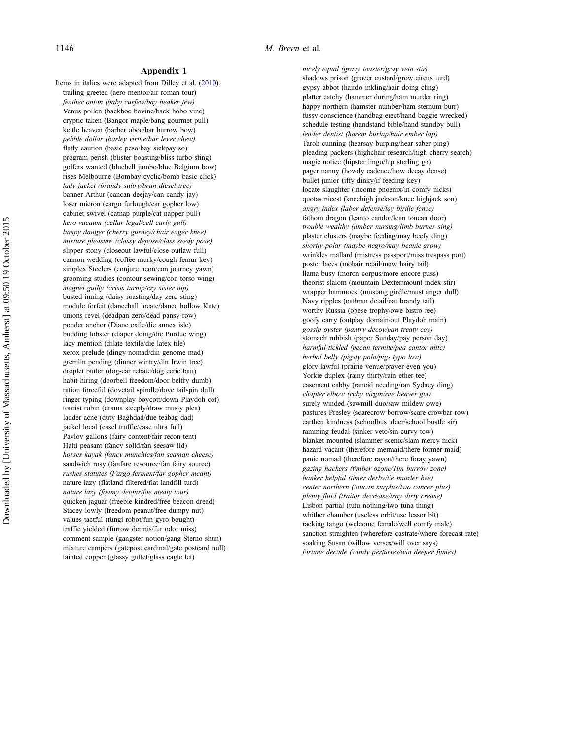## Appendix 1

Items in italics were adapted from Dilley et al. (2010).

trailing greeted (aero mentor/air roman tour)
*feather onion (baby curfew/bay beaker few)*
Venus pollen (backhoe bovine/back hobo vine)
cryptic taken (Bangor maple/bang gourmet pull)
kettle heaven (barber oboe/bar burrow bow)
*pebble dollar (barley virtue/bar lever chew)*
flatly caution (basic peso/bay sickpay so)
program perish (blister boasting/bliss turbo sting)
golfers wanted (bluebell jumbo/blue Belgium bow)
rises Melbourne (Bombay cyclic/bomb basic click)
*lady jacket (brandy sultry/bran diesel tree)*
banner Arthur (cancan deejay/can candy jay)
loser micron (cargo furlough/car gopher low)
cabinet swivel (catnap purple/cat napper pull)
*hero vacuum (cellar legal/cell early gull)*
*lumpy danger (cherry gurney/chair eager knee)*
*mixture pleasure (classy depose/class seedy pose)*
slipper stony (closeout lawful/close outlaw full)
cannon wedding (coffee murky/cough femur key)
simplex Steelers (conjure neon/con journey yawn)
grooming studies (contour sewing/con torso wing)
*magnet guilty (crisis turnip/cry sister nip)*
busted inning (daisy roasting/day zero sting)
module forfeit (dancehall locate/dance hollow Kate)
unions revel (deadpan zero/dead pansy row)
ponder anchor (Diane exile/die annex isle)
budding lobster (diaper doing/die Purdue wing)
lacy mention (dilate textile/die latex tile)
xerox prelude (dingy nomad/din genome mad)
gremlin pending (dinner wintry/din Irwin tree)
droplet butler (dog-ear rebate/dog eerie bait)
habit hiring (doorbell freedom/door belfry dumb)
ration forceful (dovetail spindle/dove tailspin dull)
ringer typing (downplay boycott/down Playdoh cot)
tourist robin (drama steeply/draw musty plea)
ladder acne (duty Baghdad/due teabag dad)
jackel local (easel truffle/ease ultra full)
Pavlov gallons (fairy content/fair recon tent)
Haiti peasant (fancy solid/fan seesaw lid)
*horses kayak (fancy munchies/fan seaman cheese)*
sandwich rosy (fanfare resource/fan fairy source)
*rushes statutes (Fargo ferment/far gopher meant)*
nature lazy (flatland filtered/flat landfill turd)
*nature lazy (foamy detour/foe meaty tour)*
quicken jaguar (freebie kindred/free beacon dread)
Stacey lowly (freedom peanut/free dumpy nut)
values tactful (fungi robot/fun gyro bought)
traffic yielded (furrow dermis/fur odor miss)
comment sample (gangster notion/gang Sterno shun)
mixture campers (gatepost cardinal/gate postcard null)
tainted copper (glassy gullet/glass eagle let)
*nicely equal (gravy toaster/gray veto stir)*
shadows prison (grocer custard/grow circus turd)
gypsy abbot (hairdo inkling/hair doing cling)
platter catchy (hammer during/ham murder ring)
happy northern (hamster number/ham sternum burr)
fussy conscience (handbag erect/hand baggie wrecked)
schedule testing (handstand bible/hand standby bull)
*lender dentist (harem burlap/hair ember lap)*
Taroh cunning (hearsay burping/hear saber ping)
pleading packers (highchair research/high cherry search)
magic notice (hipster lingo/hip sterling go)
pager nanny (howdy cadence/how decay dense)
bullet junior (iffy dinky/if feeding key)
locate slaughter (income phoenix/in comfy nicks)
quotas nicest (kneehigh jackson/knee highjack son)
*angry index (labor defense/lay birdie fence)*
fathom dragon (leanto candor/lean toucan door)
*trouble wealthy (limber nursing/limb burner sing)*
plaster clusters (maybe feeding/may beefy ding)
*shortly polar (maybe negro/may beanie grow)*
wrinkles mallard (mistress passport/miss trespass port)
poster laces (mohair retail/mow hairy tail)
llama busy (moron corpus/more encore puss)
theorist slalom (mountain Dexter/mount index stir)
wrapper hammock (mustang girdle/must anger dull)
Navy ripples (oatbran detail/oat brandy tail)
worthy Russia (obese trophy/owe bistro fee)
goofy carry (outplay domain/out Playdoh main)
*gossip oyster (pantry decoy/pan treaty coy)*
stomach rubbish (paper Sunday/pay person day)
*harmful tickled (pecan termite/pea cantor mite)*
*herbal belly (pigsty polo/pigs typo low)*
glory lawful (prairie venue/prayer even you)
Yorkie duplex (rainy thirty/rain ether tee)
easement cabby (rancid needing/ran Sydney ding)
*chapter elbow (ruby virgin/rue beaver gin)*
surely winded (sawmill duo/saw mildew owe)
pastures Presley (scarecrow borrow/scare crowbar row)
earthen kindness (schoolbus ulcer/school bustle sir)
ramming feudal (sinker veto/sin curvy tow)
blanket mounted (slammer scenic/slam mercy nick)
hazard vacant (therefore mermaid/there former maid)
panic nomad (therefore rayon/there foray yawn)
*gazing hackers (timber ozone/Tim burrow zone)*
*banker helpful (timer derby/tie murder bee)*
*center northern (toucan surplus/two cancer plus)*
*plenty fluid (traitor decrease/tray dirty crease)*
Lisbon partial (tutu nothing/two tuna thing)
whither chamber (useless orbit/use lessor bit)
racking tango (welcome female/well comfy male)
sanction straighten (wherefore castrate/where forecast rate)
soaking Susan (willow verses/will over says)
*fortune decade (windy perfumes/win deeper fumes)*